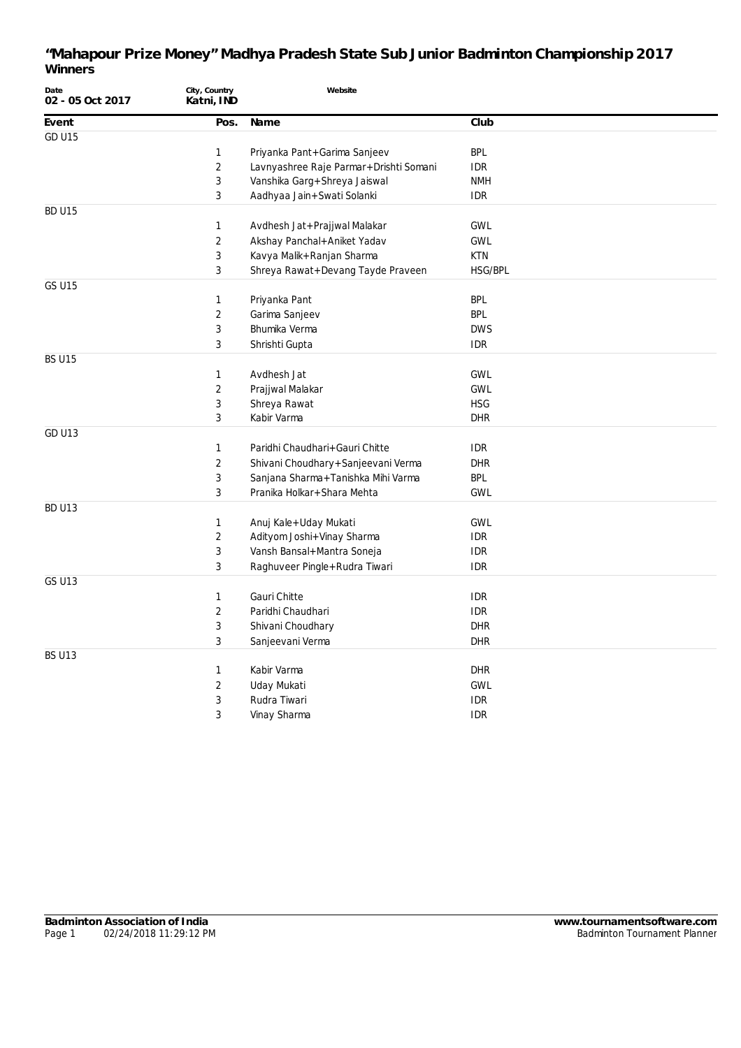# "Mahapour Prize Money" Madhya Pradesh State Sub Junior Badminton Championship 2017

## Winners

| Date | City, Country | Website |
|---|---|---|
| 02 - 05 Oct 2017 | Katni, IND | |

| Event | Pos. | Name | Club |
|---|---|---|---|
| GD U15 | | | |
| | 1 | Priyanka Pant+Garima Sanjeev | BPL |
| | 2 | Lavnyashree Raje Parmar+Drishti Somani | IDR |
| | 3 | Vanshika Garg+Shreya Jaiswal | NMH |
| | 3 | Aadhyaa Jain+Swati Solanki | IDR |
| BD U15 | | | |
| | 1 | Avdhesh Jat+Prajjwal Malakar | GWL |
| | 2 | Akshay Panchal+Aniket Yadav | GWL |
| | 3 | Kavya Malik+Ranjan Sharma | KTN |
| | 3 | Shreya Rawat+Devang Tayde Praveen | HSG/BPL |
| GS U15 | | | |
| | 1 | Priyanka Pant | BPL |
| | 2 | Garima Sanjeev | BPL |
| | 3 | Bhumika Verma | DWS |
| | 3 | Shrishti Gupta | IDR |
| BS U15 | | | |
| | 1 | Avdhesh Jat | GWL |
| | 2 | Prajjwal Malakar | GWL |
| | 3 | Shreya Rawat | HSG |
| | 3 | Kabir Varma | DHR |
| GD U13 | | | |
| | 1 | Paridhi Chaudhari+Gauri Chitte | IDR |
| | 2 | Shivani Choudhary+Sanjeevani Verma | DHR |
| | 3 | Sanjana Sharma+Tanishka Mihi Varma | BPL |
| | 3 | Pranika Holkar+Shara Mehta | GWL |
| BD U13 | | | |
| | 1 | Anuj Kale+Uday Mukati | GWL |
| | 2 | Adityom Joshi+Vinay Sharma | IDR |
| | 3 | Vansh Bansal+Mantra Soneja | IDR |
| | 3 | Raghuveer Pingle+Rudra Tiwari | IDR |
| GS U13 | | | |
| | 1 | Gauri Chitte | IDR |
| | 2 | Paridhi Chaudhari | IDR |
| | 3 | Shivani Choudhary | DHR |
| | 3 | Sanjeevani Verma | DHR |
| BS U13 | | | |
| | 1 | Kabir Varma | DHR |
| | 2 | Uday Mukati | GWL |
| | 3 | Rudra Tiwari | IDR |
| | 3 | Vinay Sharma | IDR |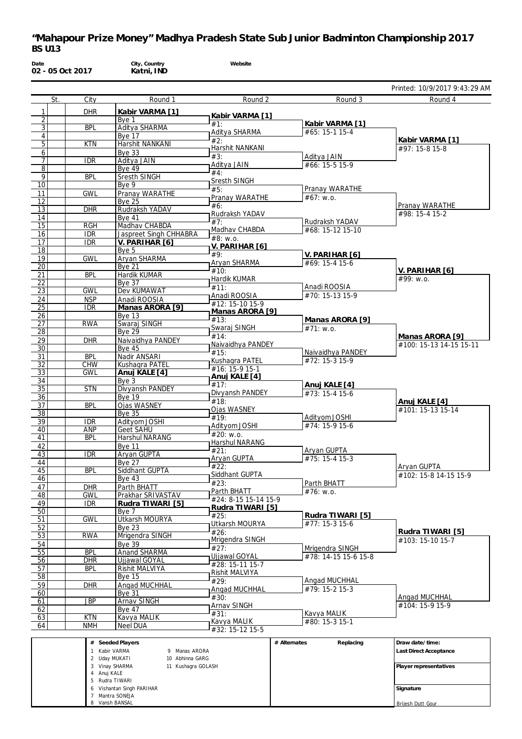# "Mahapour Prize Money" Madhya Pradesh State Sub Junior Badminton Championship 2017

## BS U13

**Date** 02 - 05 Oct 2017 | **City, Country** Katni, IND | **Website**

Printed: 10/9/2017 9:43:29 AM

| | St. | City | Round 1 | Round 2 | Round 3 | Round 4 |
|---|---|---|---|---|---|---|
| 1 | | DHR | **Kabir VARMA [1]** | **Kabir VARMA [1]** | **Kabir VARMA [1]** | **Kabir VARMA [1]** |
| 2 | | | Bye 1 | #1: | #65: 15-1 15-4 | #97: 15-8 15-8 |
| 3 | | BPL | Aditya SHARMA | Aditya SHARMA | | |
| 4 | | | Bye 17 | #2: | | |
| 5 | | KTN | Harshit NANKANI | Harshit NANKANI | Aditya JAIN | |
| 6 | | | Bye 33 | #3: | #66: 15-5 15-9 | |
| 7 | | IDR | Aditya JAIN | Aditya JAIN | | |
| 8 | | | Bye 49 | #4: | | |
| 9 | | BPL | Sresth SINGH | Sresth SINGH | Pranay WARATHE | Pranay WARATHE |
| 10 | | | Bye 9 | #5: | #67: w.o. | #98: 15-4 15-2 |
| 11 | | GWL | Pranay WARATHE | Pranay WARATHE | | |
| 12 | | | Bye 25 | #6: | | |
| 13 | | DHR | Rudraksh YADAV | Rudraksh YADAV | Rudraksh YADAV | |
| 14 | | | Bye 41 | #7: | #68: 15-12 15-10 | |
| 15 | | RGH | Madhav CHABDA | Madhav CHABDA | | |
| 16 | | IDR | Jaspreet Singh CHHABRA | #8: w.o. | | |
| 17 | | IDR | **V. PARIHAR [6]** | **V. PARIHAR [6]** | **V. PARIHAR [6]** | **V. PARIHAR [6]** |
| 18 | | | Bye 5 | #9: | #69: 15-4 15-6 | #99: w.o. |
| 19 | | GWL | Aryan SHARMA | Aryan SHARMA | | |
| 20 | | | Bye 21 | #10: | | |
| 21 | | BPL | Hardik KUMAR | Hardik KUMAR | Anadi ROOSIA | |
| 22 | | | Bye 37 | #11: | #70: 15-13 15-9 | |
| 23 | | GWL | Dev KUMAWAT | Anadi ROOSIA | | |
| 24 | | NSP | Anadi ROOSIA | #12: 15-10 15-9 | | |
| 25 | | IDR | **Manas ARORA [9]** | **Manas ARORA [9]** | **Manas ARORA [9]** | **Manas ARORA [9]** |
| 26 | | | Bye 13 | #13: | #71: w.o. | #100: 15-13 14-15 15-11 |
| 27 | | RWA | Swaraj SINGH | Swaraj SINGH | | |
| 28 | | | Bye 29 | #14: | | |
| 29 | | DHR | Naivaidhya PANDEY | Naivaidhya PANDEY | Naivaidhya PANDEY | |
| 30 | | | Bye 45 | #15: | #72: 15-3 15-9 | |
| 31 | | BPL | Nadir ANSARI | Kushagra PATEL | | |
| 32 | | CHW | Kushagra PATEL | #16: 15-9 15-1 | | |
| 33 | | GWL | **Anuj KALE [4]** | **Anuj KALE [4]** | **Anuj KALE [4]** | **Anuj KALE [4]** |
| 34 | | | Bye 3 | #17: | #73: 15-4 15-6 | #101: 15-13 15-14 |
| 35 | | STN | Divyansh PANDEY | Divyansh PANDEY | | |
| 36 | | | Bye 19 | #18: | | |
| 37 | | BPL | Ojas WASNEY | Ojas WASNEY | Adityom JOSHI | |
| 38 | | | Bye 35 | #19: | #74: 15-9 15-6 | |
| 39 | | IDR | Adityom JOSHI | Adityom JOSHI | | |
| 40 | | ANP | Geet SAHU | #20: w.o. | | |
| 41 | | BPL | Harshul NARANG | Harshul NARANG | Aryan GUPTA | Aryan GUPTA |
| 42 | | | Bye 11 | #21: | #75: 15-4 15-3 | #102: 15-8 14-15 15-9 |
| 43 | | IDR | Aryan GUPTA | Aryan GUPTA | | |
| 44 | | | Bye 27 | #22: | | |
| 45 | | BPL | Siddhant GUPTA | Siddhant GUPTA | Parth BHATT | |
| 46 | | | Bye 43 | #23: | #76: w.o. | |
| 47 | | DHR | Parth BHATT | Parth BHATT | | |
| 48 | | GWL | Prakhar SRIVASTAV | #24: 8-15 15-14 15-9 | | |
| 49 | | IDR | **Rudra TIWARI [5]** | **Rudra TIWARI [5]** | **Rudra TIWARI [5]** | **Rudra TIWARI [5]** |
| 50 | | | Bye 7 | #25: | #77: 15-3 15-6 | #103: 15-10 15-7 |
| 51 | | GWL | Utkarsh MOURYA | Utkarsh MOURYA | | |
| 52 | | | Bye 23 | #26: | | |
| 53 | | RWA | Mrigendra SINGH | Mrigendra SINGH | Mrigendra SINGH | |
| 54 | | | Bye 39 | #27: | #78: 14-15 15-6 15-8 | |
| 55 | | BPL | Anand SHARMA | Ujjawal GOYAL | | |
| 56 | | DHR | Ujjawal GOYAL | #28: 15-11 15-7 | | |
| 57 | | BPL | Rishit MALVIYA | Rishit MALVIYA | Angad MUCHHAL | Angad MUCHHAL |
| 58 | | | Bye 15 | #29: | #79: 15-2 15-3 | #104: 15-9 15-9 |
| 59 | | DHR | Angad MUCHHAL | Angad MUCHHAL | | |
| 60 | | | Bye 31 | #30: | | |
| 61 | | JBP | Arnav SINGH | Arnav SINGH | Kavya MALIK | |
| 62 | | | Bye 47 | #31: | #80: 15-3 15-1 | |
| 63 | | KTN | Kavya MALIK | Kavya MALIK | | |
| 64 | | NMH | Neel DUA | #32: 15-12 15-5 | | |

| # Seeded Players | | # Alternates | Replacing | |
|---|---|---|---|---|
| 1 Kabir VARMA | 9 Manas ARORA | | | Draw date/time: |
| 2 Uday MUKATI | 10 Abhinna GARG | | | Last Direct Acceptance |
| 3 Vinay SHARMA | 11 Kushagra GOLASH | | | |
| 4 Anuj KALE | | | | Player representatives |
| 5 Rudra TIWARI | | | | |
| 6 Vishantan Singh PARIHAR | | | | Signature |
| 7 Mantra SONEJA | | | | |
| 8 Vansh BANSAL | | | | Brijesh Dutt Gour |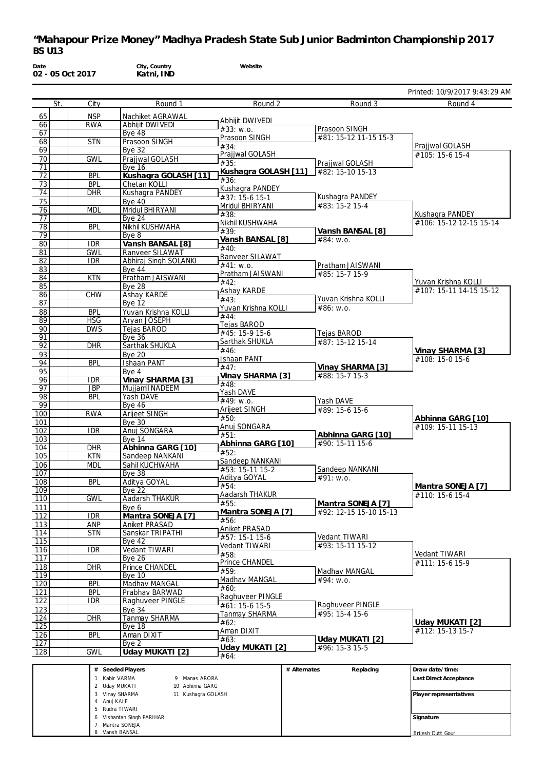# "Mahapour Prize Money" Madhya Pradesh State Sub Junior Badminton Championship 2017

**BS U13**

| Date | City, Country | Website |
|---|---|---|
| 02 - 05 Oct 2017 | Katni, IND | |

Printed: 10/9/2017 9:43:29 AM

| | St. | City | Round 1 | Round 2 | Round 3 | Round 4 |
|---|---|---|---|---|---|---|
| 65 | | NSP | Nachiket AGRAWAL | | | |
| 66 | | RWA | Abhijit DWIVEDI | Abhijit DWIVEDI | | |
| | | | | #33: w.o. | | |
| 67 | | | Bye 48 | | Prasoon SINGH | |
| 68 | | STN | Prasoon SINGH | Prasoon SINGH | #81: 15-12 11-15 15-3 | |
| | | | | #34: | | |
| 69 | | | Bye 32 | | | Prajjwal GOLASH |
| 70 | | GWL | Prajjwal GOLASH | Prajjwal GOLASH | | #105: 15-6 15-4 |
| | | | | #35: | | |
| 71 | | | Bye 16 | | Prajjwal GOLASH | |
| 72 | | BPL | **Kushagra GOLASH [11]** | **Kushagra GOLASH [11]** | #82: 15-10 15-13 | |
| | | | | #36: | | |
| 73 | | BPL | Chetan KOLLI | | | |
| 74 | | DHR | Kushagra PANDEY | Kushagra PANDEY | | |
| | | | | #37: 15-6 15-1 | | |
| 75 | | | Bye 40 | | Kushagra PANDEY | |
| 76 | | MDL | Mridul BHIRYANI | Mridul BHIRYANI | #83: 15-2 15-4 | |
| | | | | #38: | | |
| 77 | | | Bye 24 | | | Kushagra PANDEY |
| 78 | | BPL | Nikhil KUSHWAHA | Nikhil KUSHWAHA | | #106: 15-12 12-15 15-14 |
| | | | | #39: | | |
| 79 | | | Bye 8 | | **Vansh BANSAL [8]** | |
| 80 | | IDR | **Vansh BANSAL [8]** | **Vansh BANSAL [8]** | #84: w.o. | |
| | | | | #40: | | |
| 81 | | GWL | Ranveer SILAWAT | | | |
| 82 | | IDR | Abhiraj Singh SOLANKI | Ranveer SILAWAT | | |
| | | | | #41: w.o. | | |
| 83 | | | Bye 44 | | Pratham JAISWANI | |
| 84 | | KTN | Pratham JAISWANI | Pratham JAISWANI | #85: 15-7 15-9 | |
| | | | | #42: | | |
| 85 | | | Bye 28 | | | Yuvan Krishna KOLLI |
| 86 | | CHW | Ashay KARDE | Ashay KARDE | | #107: 15-11 14-15 15-12 |
| | | | | #43: | | |
| 87 | | | Bye 12 | | Yuvan Krishna KOLLI | |
| 88 | | BPL | Yuvan Krishna KOLLI | Yuvan Krishna KOLLI | #86: w.o. | |
| | | | | #44: | | |
| 89 | | HSG | Aryan JOSEPH | | | |
| 90 | | DWS | Tejas BAROD | Tejas BAROD | | |
| | | | | #45: 15-9 15-6 | | |
| 91 | | | Bye 36 | | Tejas BAROD | |
| 92 | | DHR | Sarthak SHUKLA | Sarthak SHUKLA | #87: 15-12 15-14 | |
| | | | | #46: | | |
| 93 | | | Bye 20 | | | **Vinay SHARMA [3]** |
| 94 | | BPL | Ishaan PANT | Ishaan PANT | | #108: 15-0 15-6 |
| | | | | #47: | | |
| 95 | | | Bye 4 | | **Vinay SHARMA [3]** | |
| 96 | | IDR | **Vinay SHARMA [3]** | **Vinay SHARMA [3]** | #88: 15-7 15-3 | |
| | | | | #48: | | |
| 97 | | JBP | Mujjamil NADEEM | | | |
| 98 | | BPL | Yash DAVE | Yash DAVE | | |
| | | | | #49: w.o. | | |
| 99 | | | Bye 46 | | Yash DAVE | |
| 100 | | RWA | Arijeet SINGH | Arijeet SINGH | #89: 15-6 15-6 | |
| | | | | #50: | | |
| 101 | | | Bye 30 | | | **Abhinna GARG [10]** |
| 102 | | IDR | Anuj SONGARA | Anuj SONGARA | | #109: 15-11 15-13 |
| | | | | #51: | | |
| 103 | | | Bye 14 | | **Abhinna GARG [10]** | |
| 104 | | DHR | **Abhinna GARG [10]** | **Abhinna GARG [10]** | #90: 15-11 15-6 | |
| | | | | #52: | | |
| 105 | | KTN | Sandeep NANKANI | | | |
| 106 | | MDL | Sahil KUCHWAHA | Sandeep NANKANI | | |
| | | | | #53: 15-11 15-2 | | |
| 107 | | | Bye 38 | | Sandeep NANKANI | |
| 108 | | BPL | Aditya GOYAL | Aditya GOYAL | #91: w.o. | |
| | | | | #54: | | |
| 109 | | | Bye 22 | | | **Mantra SONEJA [7]** |
| 110 | | GWL | Aadarsh THAKUR | Aadarsh THAKUR | | #110: 15-6 15-4 |
| | | | | #55: | | |
| 111 | | | Bye 6 | | **Mantra SONEJA [7]** | |
| 112 | | IDR | **Mantra SONEJA [7]** | **Mantra SONEJA [7]** | #92: 12-15 15-10 15-13 | |
| | | | | #56: | | |
| 113 | | ANP | Aniket PRASAD | | | |
| 114 | | STN | Sanskar TRIPATHI | Aniket PRASAD | | |
| | | | | #57: 15-1 15-6 | | |
| 115 | | | Bye 42 | | Vedant TIWARI | |
| 116 | | IDR | Vedant TIWARI | Vedant TIWARI | #93: 15-11 15-12 | |
| | | | | #58: | | |
| 117 | | | Bye 26 | | | Vedant TIWARI |
| 118 | | DHR | Prince CHANDEL | Prince CHANDEL | | #111: 15-6 15-9 |
| | | | | #59: | | |
| 119 | | | Bye 10 | | Madhav MANGAL | |
| 120 | | BPL | Madhav MANGAL | Madhav MANGAL | #94: w.o. | |
| | | | | #60: | | |
| 121 | | BPL | Prabhav BARWAD | | | |
| 122 | | IDR | Raghuveer PINGLE | Raghuveer PINGLE | | |
| | | | | #61: 15-6 15-5 | | |
| 123 | | | Bye 34 | | Raghuveer PINGLE | |
| 124 | | DHR | Tanmay SHARMA | Tanmay SHARMA | #95: 15-4 15-6 | |
| | | | | #62: | | |
| 125 | | | Bye 18 | | | **Uday MUKATI [2]** |
| 126 | | BPL | Aman DIXIT | Aman DIXIT | | #112: 15-13 15-7 |
| | | | | #63: | | |
| 127 | | | Bye 2 | | **Uday MUKATI [2]** | |
| 128 | | GWL | **Uday MUKATI [2]** | **Uday MUKATI [2]** | #96: 15-3 15-5 | |
| | | | | #64: | | |

| # Seeded Players | | # Alternates | Replacing | Draw date/time: |
|---|---|---|---|---|
| 1 Kabir VARMA | 9 Manas ARORA | | | Last Direct Acceptance |
| 2 Uday MUKATI | 10 Abhinna GARG | | | |
| 3 Vinay SHARMA | 11 Kushagra GOLASH | | | Player representatives |
| 4 Anuj KALE | | | | |
| 5 Rudra TIWARI | | | | |
| 6 Vishantan Singh PARIHAR | | | | Signature |
| 7 Mantra SONEJA | | | | |
| 8 Vansh BANSAL | | | | Brijesh Dutt Gour |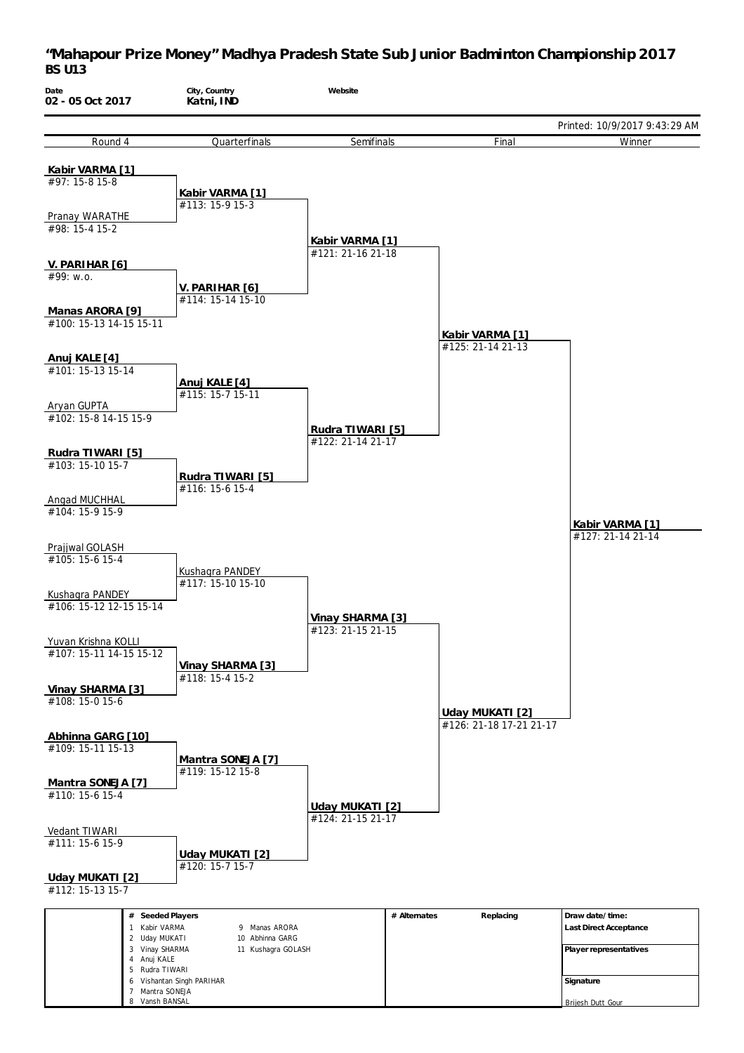# "Mahapour Prize Money" Madhya Pradesh State Sub Junior Badminton Championship 2017

## BS U13

| Date | City, Country | Website |
|---|---|---|
| 02 - 05 Oct 2017 | Katni, IND | |

Printed: 10/9/2017 9:43:29 AM

| Round 4 | Quarterfinals | Semifinals | Final | Winner |
|---|---|---|---|---|
| **Kabir VARMA [1]** #97: 15-8 15-8 | | | | |
| | **Kabir VARMA [1]** #113: 15-9 15-3 | | | |
| Pranay WARATHE #98: 15-4 15-2 | | | | |
| | | **Kabir VARMA [1]** #121: 21-16 21-18 | | |
| **V. PARIHAR [6]** #99: w.o. | | | | |
| | **V. PARIHAR [6]** #114: 15-14 15-10 | | | |
| **Manas ARORA [9]** #100: 15-13 14-15 15-11 | | | | |
| | | | **Kabir VARMA [1]** #125: 21-14 21-13 | |
| **Anuj KALE [4]** #101: 15-13 15-14 | | | | |
| | **Anuj KALE [4]** #115: 15-7 15-11 | | | |
| Aryan GUPTA #102: 15-8 14-15 15-9 | | | | |
| | | **Rudra TIWARI [5]** #122: 21-14 21-17 | | |
| **Rudra TIWARI [5]** #103: 15-10 15-7 | | | | |
| | **Rudra TIWARI [5]** #116: 15-6 15-4 | | | |
| Angad MUCHHAL #104: 15-9 15-9 | | | | |
| | | | | **Kabir VARMA [1]** #127: 21-14 21-14 |
| Prajjwal GOLASH #105: 15-6 15-4 | | | | |
| | Kushagra PANDEY #117: 15-10 15-10 | | | |
| Kushagra PANDEY #106: 15-12 12-15 15-14 | | | | |
| | | **Vinay SHARMA [3]** #123: 21-15 21-15 | | |
| Yuvan Krishna KOLLI #107: 15-11 14-15 15-12 | | | | |
| | **Vinay SHARMA [3]** #118: 15-4 15-2 | | | |
| **Vinay SHARMA [3]** #108: 15-0 15-6 | | | | |
| | | | **Uday MUKATI [2]** #126: 21-18 17-21 21-17 | |
| **Abhinna GARG [10]** #109: 15-11 15-13 | | | | |
| | **Mantra SONEJA [7]** #119: 15-12 15-8 | | | |
| **Mantra SONEJA [7]** #110: 15-6 15-4 | | | | |
| | | **Uday MUKATI [2]** #124: 21-15 21-17 | | |
| Vedant TIWARI #111: 15-6 15-9 | | | | |
| | **Uday MUKATI [2]** #120: 15-7 15-7 | | | |
| **Uday MUKATI [2]** #112: 15-13 15-7 | | | | |

| # | Seeded Players | # | Seeded Players | # Alternates | Replacing | |
|---|---|---|---|---|---|---|
| 1 | Kabir VARMA | 9 | Manas ARORA | | | Draw date/time: |
| 2 | Uday MUKATI | 10 | Abhinna GARG | | | Last Direct Acceptance |
| 3 | Vinay SHARMA | 11 | Kushagra GOLASH | | | |
| 4 | Anuj KALE | | | | | Player representatives |
| 5 | Rudra TIWARI | | | | | |
| 6 | Vishantan Singh PARIHAR | | | | | Signature |
| 7 | Mantra SONEJA | | | | | |
| 8 | Vansh BANSAL | | | | | Brijesh Dutt Gour |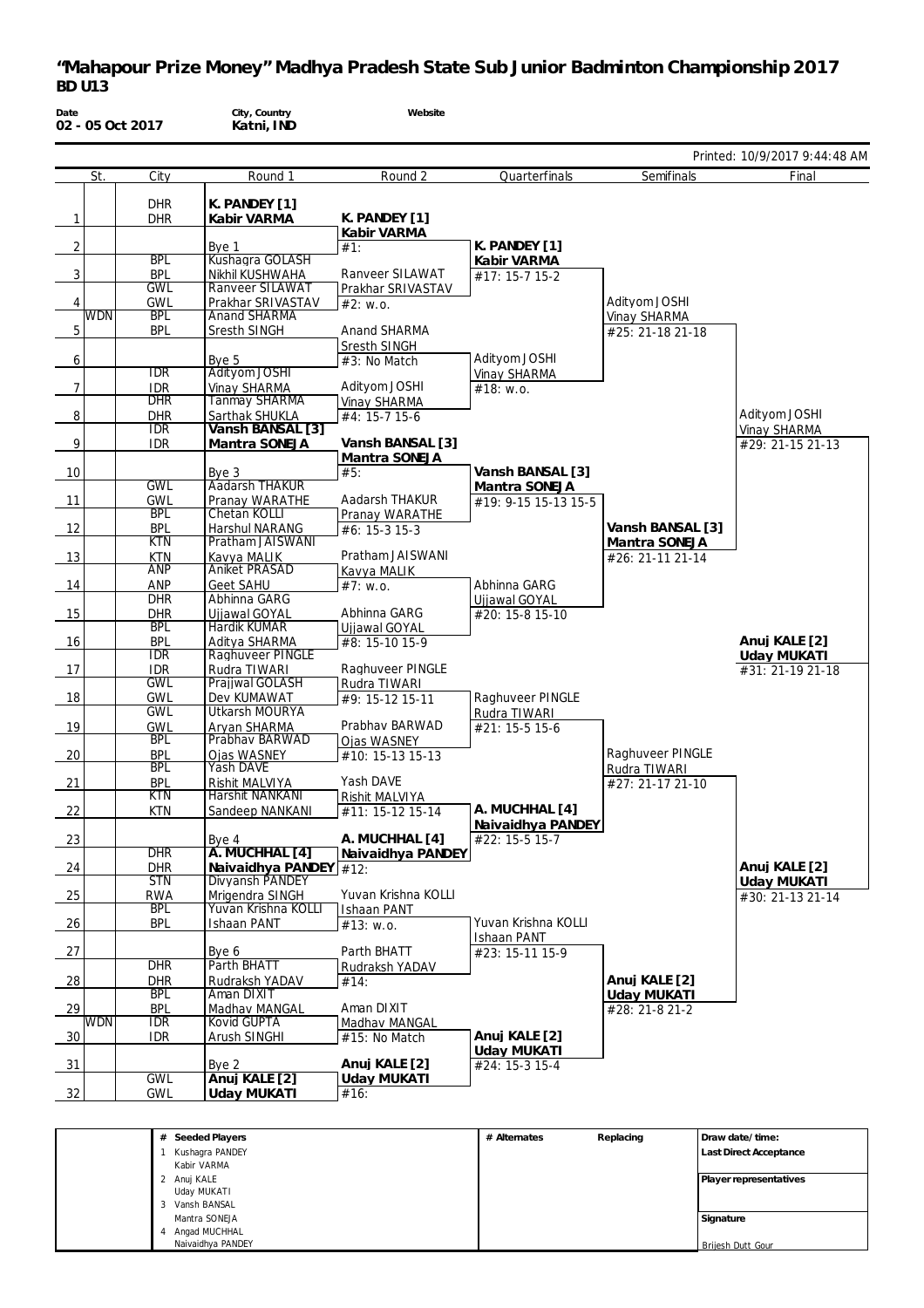# "Mahapour Prize Money" Madhya Pradesh State Sub Junior Badminton Championship 2017

## BD U13

| Date | City, Country | Website |
|---|---|---|
| 02 - 05 Oct 2017 | Katni, IND | |

Printed: 10/9/2017 9:44:48 AM

| | St. | City | Round 1 | Round 2 | Quarterfinals | Semifinals | Final |
|---|---|---|---|---|---|---|---|
| 1 | | DHR / DHR | **K. PANDEY [1]** / **Kabir VARMA** | **K. PANDEY [1]** / **Kabir VARMA** | | | |
| 2 | | | Bye 1 | #1: | **K. PANDEY [1]** / **Kabir VARMA** | | |
| 3 | | BPL / BPL | Kushagra GOLASH / Nikhil KUSHWAHA | Ranveer SILAWAT / Prakhar SRIVASTAV | #17: 15-7 15-2 | | |
| 4 | | GWL / GWL | Ranveer SILAWAT / Prakhar SRIVASTAV | #2: w.o. | | Adityom JOSHI / Vinay SHARMA | |
| 5 | WDN | BPL / BPL | Anand SHARMA / Sresth SINGH | Anand SHARMA / Sresth SINGH | | #25: 21-18 21-18 | |
| 6 | | | Bye 5 | #3: No Match | Adityom JOSHI / Vinay SHARMA | | |
| 7 | | IDR / IDR | Adityom JOSHI / Vinay SHARMA | Adityom JOSHI / Vinay SHARMA | #18: w.o. | | |
| 8 | | DHR / DHR | Tanmay SHARMA / Sarthak SHUKLA | #4: 15-7 15-6 | | | Adityom JOSHI / Vinay SHARMA |
| 9 | | IDR / IDR | **Vansh BANSAL [3]** / **Mantra SONEJA** | **Vansh BANSAL [3]** / **Mantra SONEJA** | | | #29: 21-15 21-13 |
| 10 | | | Bye 3 | #5: | **Vansh BANSAL [3]** / **Mantra SONEJA** | | |
| 11 | | GWL / GWL | Aadarsh THAKUR / Pranay WARATHE | Aadarsh THAKUR / Pranay WARATHE | #19: 9-15 15-13 15-5 | | |
| 12 | | BPL / BPL | Chetan KOLLI / Harshul NARANG | #6: 15-3 15-3 | | **Vansh BANSAL [3]** / **Mantra SONEJA** | |
| 13 | | KTN / KTN | Pratham JAISWANI / Kavya MALIK | Pratham JAISWANI / Kavya MALIK | | #26: 21-11 21-14 | |
| 14 | | ANP / ANP | Aniket PRASAD / Geet SAHU | #7: w.o. | Abhinna GARG / Ujjawal GOYAL | | |
| 15 | | DHR / DHR | Abhinna GARG / Ujjawal GOYAL | Abhinna GARG / Ujjawal GOYAL | #20: 15-8 15-10 | | |
| 16 | | BPL / BPL | Hardik KUMAR / Aditya SHARMA | #8: 15-10 15-9 | | | **Anuj KALE [2]** / **Uday MUKATI** |
| 17 | | IDR / IDR | Raghuveer PINGLE / Rudra TIWARI | Raghuveer PINGLE / Rudra TIWARI | | | #31: 21-19 21-18 |
| 18 | | GWL / GWL | Prajjwal GOLASH / Dev KUMAWAT | #9: 15-12 15-11 | Raghuveer PINGLE / Rudra TIWARI | | |
| 19 | | GWL / GWL | Utkarsh MOURYA / Aryan SHARMA | Prabhav BARWAD / Ojas WASNEY | #21: 15-5 15-6 | | |
| 20 | | BPL / BPL | Prabhav BARWAD / Ojas WASNEY | #10: 15-13 15-13 | | Raghuveer PINGLE / Rudra TIWARI | |
| 21 | | BPL / BPL | Yash DAVE / Rishit MALVIYA | Yash DAVE / Rishit MALVIYA | | #27: 21-17 21-10 | |
| 22 | | KTN / KTN | Harshit NANKANI / Sandeep NANKANI | #11: 15-12 15-14 | **A. MUCHHAL [4]** / **Naivaidhya PANDEY** | | |
| 23 | | | Bye 4 | **A. MUCHHAL [4]** / **Naivaidhya PANDEY** | #22: 15-5 15-7 | | |
| 24 | | DHR / DHR | **A. MUCHHAL [4]** / **Naivaidhya PANDEY** | #12: | | | **Anuj KALE [2]** / **Uday MUKATI** |
| 25 | | STN / RWA | Divyansh PANDEY / Mrigendra SINGH | Yuvan Krishna KOLLI / Ishaan PANT | | | #30: 21-13 21-14 |
| 26 | | BPL / BPL | Yuvan Krishna KOLLI / Ishaan PANT | #13: w.o. | Yuvan Krishna KOLLI / Ishaan PANT | | |
| 27 | | | Bye 6 | Parth BHATT / Rudraksh YADAV | #23: 15-11 15-9 | | |
| 28 | | DHR / DHR | Parth BHATT / Rudraksh YADAV | #14: | | **Anuj KALE [2]** / **Uday MUKATI** | |
| 29 | | BPL / BPL | Aman DIXIT / Madhav MANGAL | Aman DIXIT / Madhav MANGAL | | #28: 21-8 21-2 | |
| 30 | WDN | IDR / IDR | Kovid GUPTA / Arush SINGHI | #15: No Match | **Anuj KALE [2]** / **Uday MUKATI** | | |
| 31 | | | Bye 2 | **Anuj KALE [2]** / **Uday MUKATI** | #24: 15-3 15-4 | | |
| 32 | | GWL / GWL | **Anuj KALE [2]** / **Uday MUKATI** | #16: | | | |

| # | Seeded Players | # Alternates | Replacing | Draw date/time: |
|---|---|---|---|---|
| 1 | Kushagra PANDEY / Kabir VARMA | | | Last Direct Acceptance |
| 2 | Anuj KALE / Uday MUKATI | | | Player representatives |
| 3 | Vansh BANSAL / Mantra SONEJA | | | Signature |
| 4 | Angad MUCHHAL / Naivaidhya PANDEY | | | Brijesh Dutt Gour |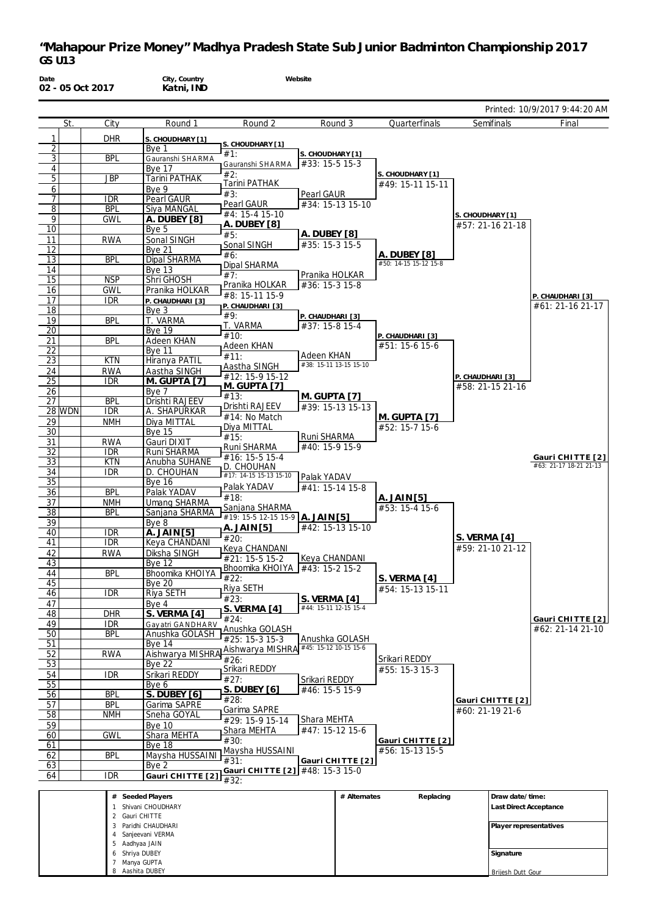# "Mahapour Prize Money" Madhya Pradesh State Sub Junior Badminton Championship 2017
**GS U13**

| Date | City, Country | Website |
|---|---|---|
| 02 - 05 Oct 2017 | Katni, IND | |

Printed: 10/9/2017 9:44:20 AM

| | St. | City | Round 1 | Round 2 | Round 3 | Quarterfinals | Semifinals | Final |
|---|---|---|---|---|---|---|---|---|
| 1 | | DHR | S. CHOUDHARY [1] | S. CHOUDHARY [1] | | | | |
| 2 | | | Bye 1 | #1: | S. CHOUDHARY [1] | | | |
| 3 | | BPL | Gauranshi SHARMA | Gauranshi SHARMA | #33: 15-5 15-3 | | | |
| 4 | | | Bye 17 | #2: | | S. CHOUDHARY [1] | | |
| 5 | | JBP | Tarini PATHAK | Tarini PATHAK | | #49: 15-11 15-11 | | |
| 6 | | | Bye 9 | #3: | Pearl GAUR | | | |
| 7 | | IDR | Pearl GAUR | Pearl GAUR | #34: 15-13 15-10 | | | |
| 8 | | BPL | Siya MANGAL | #4: 15-4 15-10 | | | S. CHOUDHARY [1] | |
| 9 | | GWL | A. DUBEY [8] | A. DUBEY [8] | | | #57: 21-16 21-18 | |
| 10 | | | Bye 5 | #5: | A. DUBEY [8] | | | |
| 11 | | RWA | Sonal SINGH | Sonal SINGH | #35: 15-3 15-5 | | | |
| 12 | | | Bye 21 | #6: | | A. DUBEY [8] | | |
| 13 | | BPL | Dipal SHARMA | Dipal SHARMA | | #50: 14-15 15-12 15-8 | | |
| 14 | | | Bye 13 | #7: | Pranika HOLKAR | | | |
| 15 | | NSP | Shri GHOSH | Pranika HOLKAR | #36: 15-3 15-8 | | | |
| 16 | | GWL | Pranika HOLKAR | #8: 15-11 15-9 | | | | P. CHAUDHARI [3] |
| 17 | | IDR | P. CHAUDHARI [3] | P. CHAUDHARI [3] | | | | #61: 21-16 21-17 |
| 18 | | | Bye 3 | #9: | P. CHAUDHARI [3] | | | |
| 19 | | BPL | T. VARMA | T. VARMA | #37: 15-8 15-4 | | | |
| 20 | | | Bye 19 | #10: | | P. CHAUDHARI [3] | | |
| 21 | | BPL | Adeen KHAN | Adeen KHAN | | #51: 15-6 15-6 | | |
| 22 | | | Bye 11 | #11: | Adeen KHAN | | | |
| 23 | | KTN | Hiranya PATIL | Aastha SINGH | #38: 15-11 13-15 15-10 | | | |
| 24 | | RWA | Aastha SINGH | #12: 15-9 15-12 | | | P. CHAUDHARI [3] | |
| 25 | | IDR | M. GUPTA [7] | M. GUPTA [7] | | | #58: 21-15 21-16 | |
| 26 | | | Bye 7 | #13: | M. GUPTA [7] | | | |
| 27 | | BPL | Drishti RAJEEV | Drishti RAJEEV | #39: 15-13 15-13 | | | |
| 28 | WDN | IDR | A. SHAPURKAR | #14: No Match | | M. GUPTA [7] | | |
| 29 | | NMH | Diya MITTAL | Diya MITTAL | | #52: 15-7 15-6 | | |
| 30 | | | Bye 15 | #15: | Runi SHARMA | | | |
| 31 | | RWA | Gauri DIXIT | Runi SHARMA | #40: 15-9 15-9 | | | |
| 32 | | IDR | Runi SHARMA | #16: 15-5 15-4 | | | | Gauri CHITTE [2] |
| 33 | | KTN | Anubha SUHANE | D. CHOUHAN | | | | #63: 21-17 18-21 21-13 |
| 34 | | IDR | D. CHOUHAN | #17: 14-15 15-13 15-10 | Palak YADAV | | | |
| 35 | | | Bye 16 | Palak YADAV | #41: 15-14 15-8 | | | |
| 36 | | BPL | Palak YADAV | #18: | | A. JAIN[5] | | |
| 37 | | NMH | Umang SHARMA | Sanjana SHARMA | | #53: 15-4 15-6 | | |
| 38 | | BPL | Sanjana SHARMA | #19: 15-5 12-15 15-9 | A. JAIN[5] | | | |
| 39 | | | Bye 8 | A. JAIN[5] | #42: 15-13 15-10 | | | |
| 40 | | IDR | A. JAIN[5] | #20: | | | S. VERMA [4] | |
| 41 | | IDR | Keya CHANDANI | Keya CHANDANI | | | #59: 21-10 21-12 | |
| 42 | | RWA | Diksha SINGH | #21: 15-5 15-2 | Keya CHANDANI | | | |
| 43 | | | Bye 12 | Bhoomika KHOIYA | #43: 15-2 15-2 | | | |
| 44 | | BPL | Bhoomika KHOIYA | #22: | | S. VERMA [4] | | |
| 45 | | | Bye 20 | Riya SETH | | #54: 15-13 15-11 | | |
| 46 | | IDR | Riya SETH | #23: | S. VERMA [4] | | | |
| 47 | | | Bye 4 | S. VERMA [4] | #44: 15-11 12-15 15-4 | | | |
| 48 | | DHR | S. VERMA [4] | #24: | | | | Gauri CHITTE [2] |
| 49 | | IDR | Gayatri GANDHARV | Anushka GOLASH | | | | #62: 21-14 21-10 |
| 50 | | BPL | Anushka GOLASH | #25: 15-3 15-3 | Anushka GOLASH | | | |
| 51 | | | Bye 14 | Aishwarya MISHRA | #45: 15-12 10-15 15-6 | | | |
| 52 | | RWA | Aishwarya MISHRA | #26: | | Srikari REDDY | | |
| 53 | | | Bye 22 | Srikari REDDY | | #55: 15-3 15-3 | | |
| 54 | | IDR | Srikari REDDY | #27: | Srikari REDDY | | | |
| 55 | | | Bye 6 | S. DUBEY [6] | #46: 15-5 15-9 | | | |
| 56 | | BPL | S. DUBEY [6] | #28: | | | Gauri CHITTE [2] | |
| 57 | | BPL | Garima SAPRE | Garima SAPRE | | | #60: 21-19 21-6 | |
| 58 | | NMH | Sneha GOYAL | #29: 15-9 15-14 | Shara MEHTA | | | |
| 59 | | | Bye 10 | Shara MEHTA | #47: 15-12 15-6 | | | |
| 60 | | GWL | Shara MEHTA | #30: | | Gauri CHITTE [2] | | |
| 61 | | | Bye 18 | Maysha HUSSAINI | | #56: 15-13 15-5 | | |
| 62 | | BPL | Maysha HUSSAINI | #31: | Gauri CHITTE [2] | | | |
| 63 | | | Bye 2 | Gauri CHITTE [2] | #48: 15-3 15-0 | | | |
| 64 | | IDR | Gauri CHITTE [2] | #32: | | | | |

| # | Seeded Players | # Alternates | Replacing | Draw date/time: |
|---|---|---|---|---|
| 1 | Shivani CHOUDHARY | | | Last Direct Acceptance |
| 2 | Gauri CHITTE | | | |
| 3 | Paridhi CHAUDHARI | | | Player representatives |
| 4 | Sanjeevani VERMA | | | |
| 5 | Aadhyaa JAIN | | | |
| 6 | Shriya DUBEY | | | Signature |
| 7 | Manya GUPTA | | | |
| 8 | Aashita DUBEY | | | Brijesh Dutt Gour |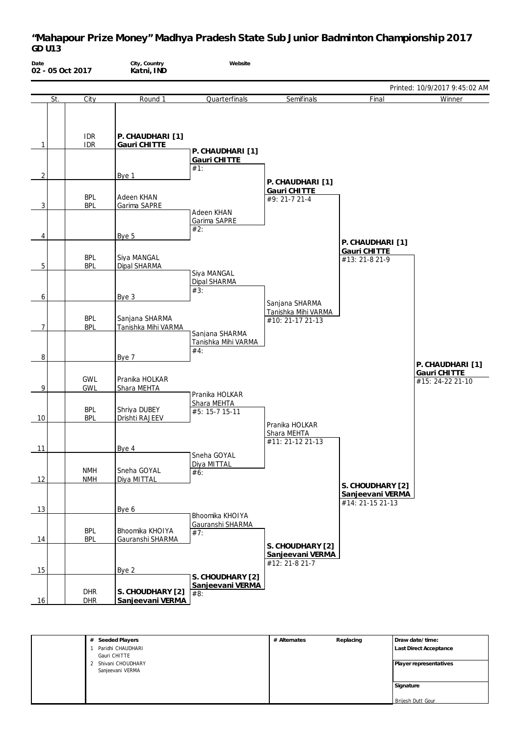# "Mahapour Prize Money" Madhya Pradesh State Sub Junior Badminton Championship 2017

**GD U13**

| Date | City, Country | Website |
|---|---|---|
| 02 - 05 Oct 2017 | Katni, IND | |

Printed: 10/9/2017 9:45:02 AM

| | St. | City | Round 1 | Quarterfinals | Semifinals | Final | Winner |
|---|---|---|---|---|---|---|---|
| 1 | | IDR / IDR | **P. CHAUDHARI [1]** / **Gauri CHITTE** | **P. CHAUDHARI [1]** / **Gauri CHITTE** #1: | **P. CHAUDHARI [1]** / **Gauri CHITTE** #9: 21-7 21-4 | **P. CHAUDHARI [1]** / **Gauri CHITTE** #13: 21-8 21-9 | **P. CHAUDHARI [1]** / **Gauri CHITTE** #15: 24-22 21-10 |
| 2 | | | Bye 1 | | | | |
| 3 | | BPL / BPL | Adeen KHAN / Garima SAPRE | Adeen KHAN / Garima SAPRE #2: | | | |
| 4 | | | Bye 5 | | | | |
| 5 | | BPL / BPL | Siya MANGAL / Dipal SHARMA | Siya MANGAL / Dipal SHARMA #3: | Sanjana SHARMA / Tanishka Mihi VARMA #10: 21-17 21-13 | | |
| 6 | | | Bye 3 | | | | |
| 7 | | BPL / BPL | Sanjana SHARMA / Tanishka Mihi VARMA | Sanjana SHARMA / Tanishka Mihi VARMA #4: | | | |
| 8 | | | Bye 7 | | | | |
| 9 | | GWL / GWL | Pranika HOLKAR / Shara MEHTA | Pranika HOLKAR / Shara MEHTA #5: 15-7 15-11 | Pranika HOLKAR / Shara MEHTA #11: 21-12 21-13 | **S. CHOUDHARY [2]** / **Sanjeevani VERMA** #14: 21-15 21-13 | |
| 10 | | BPL / BPL | Shriya DUBEY / Drishti RAJEEV | | | | |
| 11 | | | Bye 4 | Sneha GOYAL / Diya MITTAL #6: | | | |
| 12 | | NMH / NMH | Sneha GOYAL / Diya MITTAL | | | | |
| 13 | | | Bye 6 | Bhoomika KHOIYA / Gauranshi SHARMA #7: | **S. CHOUDHARY [2]** / **Sanjeevani VERMA** #12: 21-8 21-7 | | |
| 14 | | BPL / BPL | Bhoomika KHOIYA / Gauranshi SHARMA | | | | |
| 15 | | | Bye 2 | **S. CHOUDHARY [2]** / **Sanjeevani VERMA** #8: | | | |
| 16 | | DHR / DHR | **S. CHOUDHARY [2]** / **Sanjeevani VERMA** | | | | |

| # Seeded Players | # Alternates | Replacing | Draw date/time: |
|---|---|---|---|
| 1 Paridhi CHAUDHARI / Gauri CHITTE | | | Last Direct Acceptance |
| 2 Shivani CHOUDHARY / Sanjeevani VERMA | | | Player representatives |
| | | | Signature |
| | | | Brijesh Dutt Gour |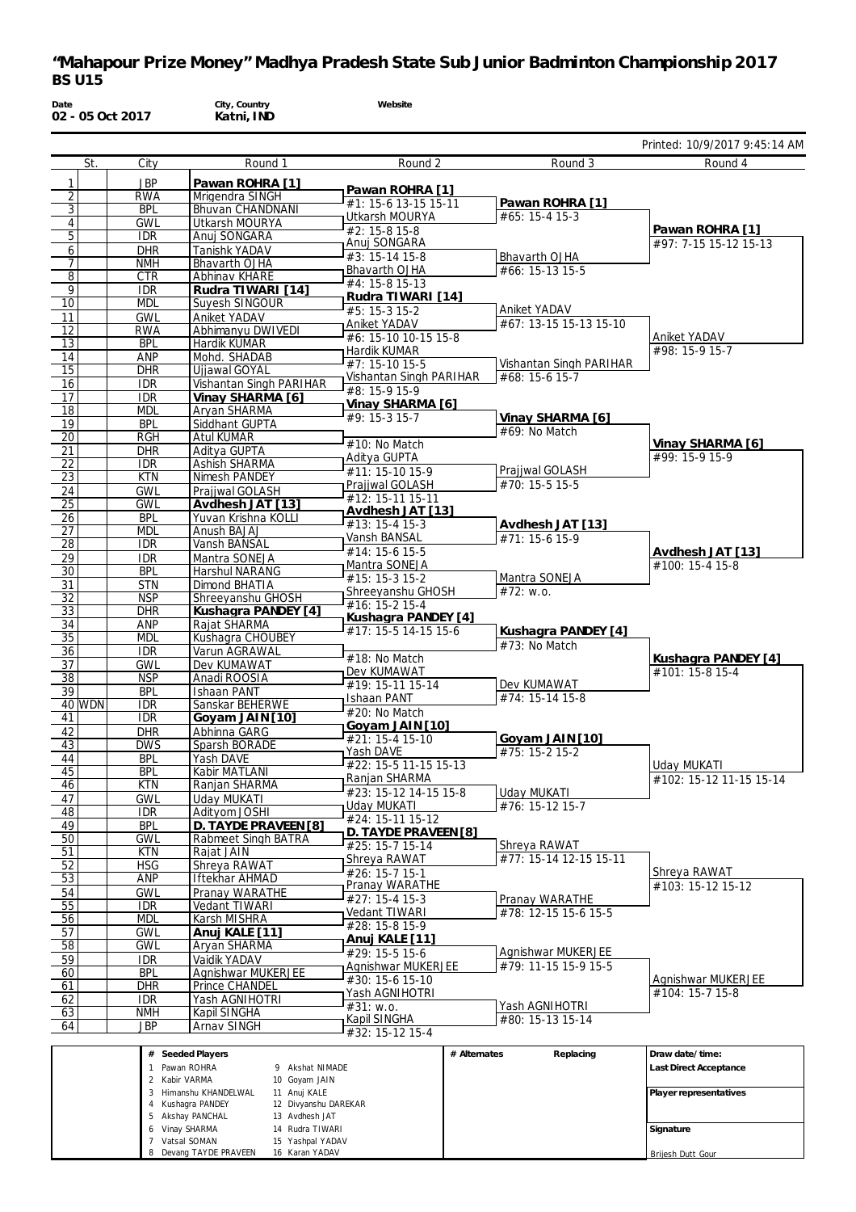# "Mahapour Prize Money" Madhya Pradesh State Sub Junior Badminton Championship 2017
## BS U15

**Date**
02 - 05 Oct 2017

**City, Country**
Katni, IND

**Website**

Printed: 10/9/2017 9:45:14 AM

| | St. | City | Round 1 | Round 2 | Round 3 | Round 4 |
|---|---|---|---|---|---|---|
| 1 | | JBP | **Pawan ROHRA [1]** | | | |
| 2 | | RWA | Mrigendra SINGH | Pawan ROHRA [1] #1: 15-6 13-15 15-11 | | |
| 3 | | BPL | Bhuvan CHANDNANI | | Pawan ROHRA [1] #65: 15-4 15-3 | |
| 4 | | GWL | Utkarsh MOURYA | Utkarsh MOURYA #2: 15-8 15-8 | | |
| 5 | | IDR | Anuj SONGARA | | | Pawan ROHRA [1] #97: 7-15 15-12 15-13 |
| 6 | | DHR | Tanishk YADAV | Anuj SONGARA #3: 15-14 15-8 | | |
| 7 | | NMH | Bhavarth OJHA | | Bhavarth OJHA #66: 15-13 15-5 | |
| 8 | | CTR | Abhinav KHARE | Bhavarth OJHA #4: 15-8 15-13 | | |
| 9 | | IDR | **Rudra TIWARI [14]** | | | |
| 10 | | MDL | Suyesh SINGOUR | Rudra TIWARI [14] #5: 15-3 15-2 | | |
| 11 | | GWL | Aniket YADAV | | Aniket YADAV #67: 13-15 15-13 15-10 | |
| 12 | | RWA | Abhimanyu DWIVEDI | Aniket YADAV #6: 15-10 10-15 15-8 | | |
| 13 | | BPL | Hardik KUMAR | | | Aniket YADAV #98: 15-9 15-7 |
| 14 | | ANP | Mohd. SHADAB | Hardik KUMAR #7: 15-10 15-5 | | |
| 15 | | DHR | Ujjawal GOYAL | | Vishantan Singh PARIHAR #68: 15-6 15-7 | |
| 16 | | IDR | Vishantan Singh PARIHAR | Vishantan Singh PARIHAR #8: 15-9 15-9 | | |
| 17 | | IDR | **Vinay SHARMA [6]** | | | |
| 18 | | MDL | Aryan SHARMA | Vinay SHARMA [6] #9: 15-3 15-7 | | |
| 19 | | BPL | Siddhant GUPTA | | Vinay SHARMA [6] #69: No Match | |
| 20 | | RGH | Atul KUMAR | #10: No Match | | |
| 21 | | DHR | Aditya GUPTA | | | Vinay SHARMA [6] #99: 15-9 15-9 |
| 22 | | IDR | Ashish SHARMA | Aditya GUPTA #11: 15-10 15-9 | | |
| 23 | | KTN | Nimesh PANDEY | | Prajjwal GOLASH #70: 15-5 15-5 | |
| 24 | | GWL | Prajjwal GOLASH | Prajjwal GOLASH #12: 15-11 15-11 | | |
| 25 | | GWL | **Avdhesh JAT [13]** | | | |
| 26 | | BPL | Yuvan Krishna KOLLI | Avdhesh JAT [13] #13: 15-4 15-3 | | |
| 27 | | MDL | Anush BAJAJ | | Avdhesh JAT [13] #71: 15-6 15-9 | |
| 28 | | IDR | Vansh BANSAL | Vansh BANSAL #14: 15-6 15-5 | | |
| 29 | | IDR | Mantra SONEJA | | | Avdhesh JAT [13] #100: 15-4 15-8 |
| 30 | | BPL | Harshul NARANG | Mantra SONEJA #15: 15-3 15-2 | | |
| 31 | | STN | Dimond BHATIA | | Mantra SONEJA #72: w.o. | |
| 32 | | NSP | Shreeyanshu GHOSH | Shreeyanshu GHOSH #16: 15-2 15-4 | | |
| 33 | | DHR | **Kushagra PANDEY [4]** | | | |
| 34 | | ANP | Rajat SHARMA | Kushagra PANDEY [4] #17: 15-5 14-15 15-6 | | |
| 35 | | MDL | Kushagra CHOUBEY | | Kushagra PANDEY [4] #73: No Match | |
| 36 | | IDR | Varun AGRAWAL | #18: No Match | | |
| 37 | | GWL | Dev KUMAWAT | | | Kushagra PANDEY [4] #101: 15-8 15-4 |
| 38 | | NSP | Anadi ROOSIA | Dev KUMAWAT #19: 15-11 15-14 | | |
| 39 | | BPL | Ishaan PANT | | Dev KUMAWAT #74: 15-14 15-8 | |
| 40 | WDN | IDR | Sanskar BEHERWE | Ishaan PANT #20: No Match | | |
| 41 | | IDR | **Goyam JAIN [10]** | | | |
| 42 | | DHR | Abhinna GARG | Goyam JAIN [10] #21: 15-4 15-10 | | |
| 43 | | DWS | Sparsh BORADE | | Goyam JAIN [10] #75: 15-2 15-2 | |
| 44 | | BPL | Yash DAVE | Yash DAVE #22: 15-5 11-15 15-13 | | |
| 45 | | BPL | Kabir MATLANI | | | Uday MUKATI #102: 15-12 11-15 15-14 |
| 46 | | KTN | Ranjan SHARMA | Ranjan SHARMA #23: 15-12 14-15 15-8 | | |
| 47 | | GWL | Uday MUKATI | | Uday MUKATI #76: 15-12 15-7 | |
| 48 | | IDR | Adityom JOSHI | Uday MUKATI #24: 15-11 15-12 | | |
| 49 | | BPL | **D. TAYDE PRAVEEN [8]** | | | |
| 50 | | GWL | Rabmeet Singh BATRA | D. TAYDE PRAVEEN [8] #25: 15-7 15-14 | | |
| 51 | | KTN | Rajat JAIN | | Shreya RAWAT #77: 15-14 12-15 15-11 | |
| 52 | | HSG | Shreya RAWAT | Shreya RAWAT #26: 15-7 15-1 | | |
| 53 | | ANP | Iftekhar AHMAD | | | Shreya RAWAT #103: 15-12 15-12 |
| 54 | | GWL | Pranay WARATHE | Pranay WARATHE #27: 15-4 15-3 | | |
| 55 | | IDR | Vedant TIWARI | | Pranay WARATHE #78: 12-15 15-6 15-5 | |
| 56 | | MDL | Karsh MISHRA | Vedant TIWARI #28: 15-8 15-9 | | |
| 57 | | GWL | **Anuj KALE [11]** | | | |
| 58 | | GWL | Aryan SHARMA | Anuj KALE [11] #29: 15-5 15-6 | | |
| 59 | | IDR | Vaidik YADAV | | Agnishwar MUKERJEE #79: 11-15 15-9 15-5 | |
| 60 | | BPL | Agnishwar MUKERJEE | Agnishwar MUKERJEE #30: 15-6 15-10 | | |
| 61 | | DHR | Prince CHANDEL | | | Agnishwar MUKERJEE #104: 15-7 15-8 |
| 62 | | IDR | Yash AGNIHOTRI | Yash AGNIHOTRI #31: w.o. | | |
| 63 | | NMH | Kapil SINGHA | | Yash AGNIHOTRI #80: 15-13 15-14 | |
| 64 | | JBP | Arnav SINGH | Kapil SINGHA #32: 15-12 15-4 | | |

| # | Seeded Players | # | Seeded Players |
|---|---|---|---|
| 1 | Pawan ROHRA | 9 | Akshat NIMADE |
| 2 | Kabir VARMA | 10 | Goyam JAIN |
| 3 | Himanshu KHANDELWAL | 11 | Anuj KALE |
| 4 | Kushagra PANDEY | 12 | Divyanshu DAREKAR |
| 5 | Akshay PANCHAL | 13 | Avdhesh JAT |
| 6 | Vinay SHARMA | 14 | Rudra TIWARI |
| 7 | Vatsal SOMAN | 15 | Yashpal YADAV |
| 8 | Devang TAYDE PRAVEEN | 16 | Karan YADAV |

| # Alternates | Replacing |
|---|---|
| | |

**Draw date/time:**

**Last Direct Acceptance**

**Player representatives**

**Signature**

Brijesh Dutt Gour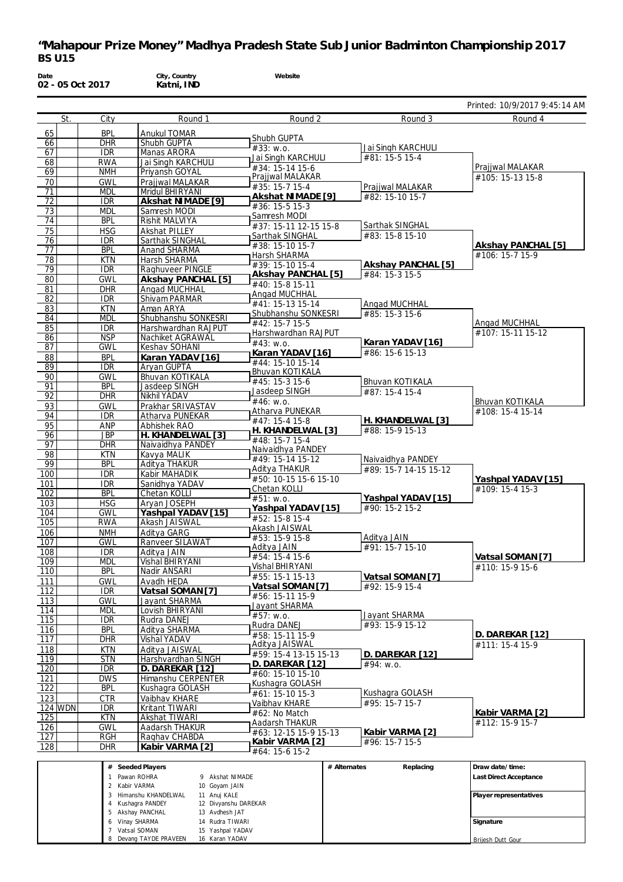# "Mahapour Prize Money" Madhya Pradesh State Sub Junior Badminton Championship 2017

## BS U15

**Date**
02 - 05 Oct 2017

**City, Country**
Katni, IND

**Website**

Printed: 10/9/2017 9:45:14 AM

| | St. | City | Round 1 | Round 2 | Round 3 | Round 4 |
|---|---|---|---|---|---|---|
| 65 | | BPL | Anukul TOMAR | | | |
| 66 | | DHR | Shubh GUPTA | Shubh GUPTA #33: w.o. | | |
| 67 | | IDR | Manas ARORA | | Jai Singh KARCHULI #81: 15-5 15-4 | |
| 68 | | RWA | Jai Singh KARCHULI | Jai Singh KARCHULI #34: 15-14 15-6 | | |
| 69 | | NMH | Priyansh GOYAL | | | Prajjwal MALAKAR #105: 15-13 15-8 |
| 70 | | GWL | Prajjwal MALAKAR | Prajjwal MALAKAR #35: 15-7 15-4 | | |
| 71 | | MDL | Mridul BHIRYANI | | Prajjwal MALAKAR #82: 15-10 15-7 | |
| 72 | | IDR | **Akshat NIMADE [9]** | **Akshat NIMADE [9]** #36: 15-5 15-3 | | |
| 73 | | MDL | Samresh MODI | | | |
| 74 | | BPL | Rishit MALVIYA | Samresh MODI #37: 15-11 12-15 15-8 | | |
| 75 | | HSG | Akshat PILLEY | | Sarthak SINGHAL #83: 15-8 15-10 | |
| 76 | | IDR | Sarthak SINGHAL | Sarthak SINGHAL #38: 15-10 15-7 | | |
| 77 | | BPL | Anand SHARMA | | | **Akshay PANCHAL [5]** #106: 15-7 15-9 |
| 78 | | KTN | Harsh SHARMA | Harsh SHARMA #39: 15-10 15-4 | | |
| 79 | | IDR | Raghuveer PINGLE | | **Akshay PANCHAL [5]** #84: 15-3 15-5 | |
| 80 | | GWL | **Akshay PANCHAL [5]** | **Akshay PANCHAL [5]** #40: 15-8 15-11 | | |
| 81 | | DHR | Angad MUCHHAL | | | |
| 82 | | IDR | Shivam PARMAR | Angad MUCHHAL #41: 15-13 15-14 | | |
| 83 | | KTN | Aman ARYA | | Angad MUCHHAL #85: 15-3 15-6 | |
| 84 | | MDL | Shubhanshu SONKESRI | Shubhanshu SONKESRI #42: 15-7 15-5 | | |
| 85 | | IDR | Harshwardhan RAJPUT | | | Angad MUCHHAL #107: 15-11 15-12 |
| 86 | | NSP | Nachiket AGRAWAL | Harshwardhan RAJPUT #43: w.o. | | |
| 87 | | GWL | Keshav SOHANI | | **Karan YADAV [16]** #86: 15-6 15-13 | |
| 88 | | BPL | **Karan YADAV [16]** | **Karan YADAV [16]** #44: 15-10 15-14 | | |
| 89 | | IDR | Aryan GUPTA | | | |
| 90 | | GWL | Bhuvan KOTIKALA | Bhuvan KOTIKALA #45: 15-3 15-6 | | |
| 91 | | BPL | Jasdeep SINGH | | Bhuvan KOTIKALA #87: 15-4 15-4 | |
| 92 | | DHR | Nikhil YADAV | Jasdeep SINGH #46: w.o. | | |
| 93 | | GWL | Prakhar SRIVASTAV | | | Bhuvan KOTIKALA #108: 15-4 15-14 |
| 94 | | IDR | Atharva PUNEKAR | Atharva PUNEKAR #47: 15-4 15-8 | | |
| 95 | | ANP | Abhishek RAO | | **H. KHANDELWAL [3]** #88: 15-9 15-13 | |
| 96 | | JBP | **H. KHANDELWAL [3]** | **H. KHANDELWAL [3]** #48: 15-7 15-4 | | |
| 97 | | DHR | Naivaidhya PANDEY | | | |
| 98 | | KTN | Kavya MALIK | Naivaidhya PANDEY #49: 15-14 15-12 | | |
| 99 | | BPL | Aditya THAKUR | | Naivaidhya PANDEY #89: 15-7 14-15 15-12 | |
| 100 | | IDR | Kabir MAHADIK | Aditya THAKUR #50: 10-15 15-6 15-10 | | |
| 101 | | IDR | Sanidhya YADAV | | | **Yashpal YADAV [15]** #109: 15-4 15-3 |
| 102 | | BPL | Chetan KOLLI | Chetan KOLLI #51: w.o. | | |
| 103 | | HSG | Aryan JOSEPH | | **Yashpal YADAV [15]** #90: 15-2 15-2 | |
| 104 | | GWL | **Yashpal YADAV [15]** | **Yashpal YADAV [15]** #52: 15-8 15-4 | | |
| 105 | | RWA | Akash JAISWAL | | | |
| 106 | | NMH | Aditya GARG | Akash JAISWAL #53: 15-9 15-8 | | |
| 107 | | GWL | Ranveer SILAWAT | | Aditya JAIN #91: 15-7 15-10 | |
| 108 | | IDR | Aditya JAIN | Aditya JAIN #54: 15-4 15-6 | | |
| 109 | | MDL | Vishal BHIRYANI | | | **Vatsal SOMAN [7]** #110: 15-9 15-6 |
| 110 | | BPL | Nadir ANSARI | Vishal BHIRYANI #55: 15-1 15-13 | | |
| 111 | | GWL | Avadh HEDA | | **Vatsal SOMAN [7]** #92: 15-9 15-4 | |
| 112 | | IDR | **Vatsal SOMAN [7]** | **Vatsal SOMAN [7]** #56: 15-11 15-9 | | |
| 113 | | GWL | Jayant SHARMA | | | |
| 114 | | MDL | Lovish BHIRYANI | Jayant SHARMA #57: w.o. | | |
| 115 | | IDR | Rudra DANEJ | | Jayant SHARMA #93: 15-9 15-12 | |
| 116 | | BPL | Aditya SHARMA | Rudra DANEJ #58: 15-11 15-9 | | |
| 117 | | DHR | Vishal YADAV | | | **D. DAREKAR [12]** #111: 15-4 15-9 |
| 118 | | KTN | Aditya JAISWAL | Aditya JAISWAL #59: 15-4 13-15 15-13 | | |
| 119 | | STN | Harshvardhan SINGH | | **D. DAREKAR [12]** #94: w.o. | |
| 120 | | IDR | **D. DAREKAR [12]** | **D. DAREKAR [12]** #60: 15-10 15-10 | | |
| 121 | | DWS | Himanshu CERPENTER | | | |
| 122 | | BPL | Kushagra GOLASH | Kushagra GOLASH #61: 15-10 15-3 | | |
| 123 | | CTR | Vaibhav KHARE | | Kushagra GOLASH #95: 15-7 15-7 | |
| 124 | WDN | IDR | Kritant TIWARI | Vaibhav KHARE #62: No Match | | |
| 125 | | KTN | Akshat TIWARI | | | **Kabir VARMA [2]** #112: 15-9 15-7 |
| 126 | | GWL | Aadarsh THAKUR | Aadarsh THAKUR #63: 12-15 15-9 15-13 | | |
| 127 | | RGH | Raghav CHABDA | | **Kabir VARMA [2]** #96: 15-7 15-5 | |
| 128 | | DHR | **Kabir VARMA [2]** | **Kabir VARMA [2]** #64: 15-6 15-2 | | |

| # | Seeded Players | # | Seeded Players |
|---|---|---|---|
| 1 | Pawan ROHRA | 9 | Akshat NIMADE |
| 2 | Kabir VARMA | 10 | Goyam JAIN |
| 3 | Himanshu KHANDELWAL | 11 | Anuj KALE |
| 4 | Kushagra PANDEY | 12 | Divyanshu DAREKAR |
| 5 | Akshay PANCHAL | 13 | Avdhesh JAT |
| 6 | Vinay SHARMA | 14 | Rudra TIWARI |
| 7 | Vatsal SOMAN | 15 | Yashpal YADAV |
| 8 | Devang TAYDE PRAVEEN | 16 | Karan YADAV |

| # Alternates | Replacing |
|---|---|
| | |

**Draw date/time:**

**Last Direct Acceptance**

**Player representatives**

**Signature**

Brijesh Dutt Gour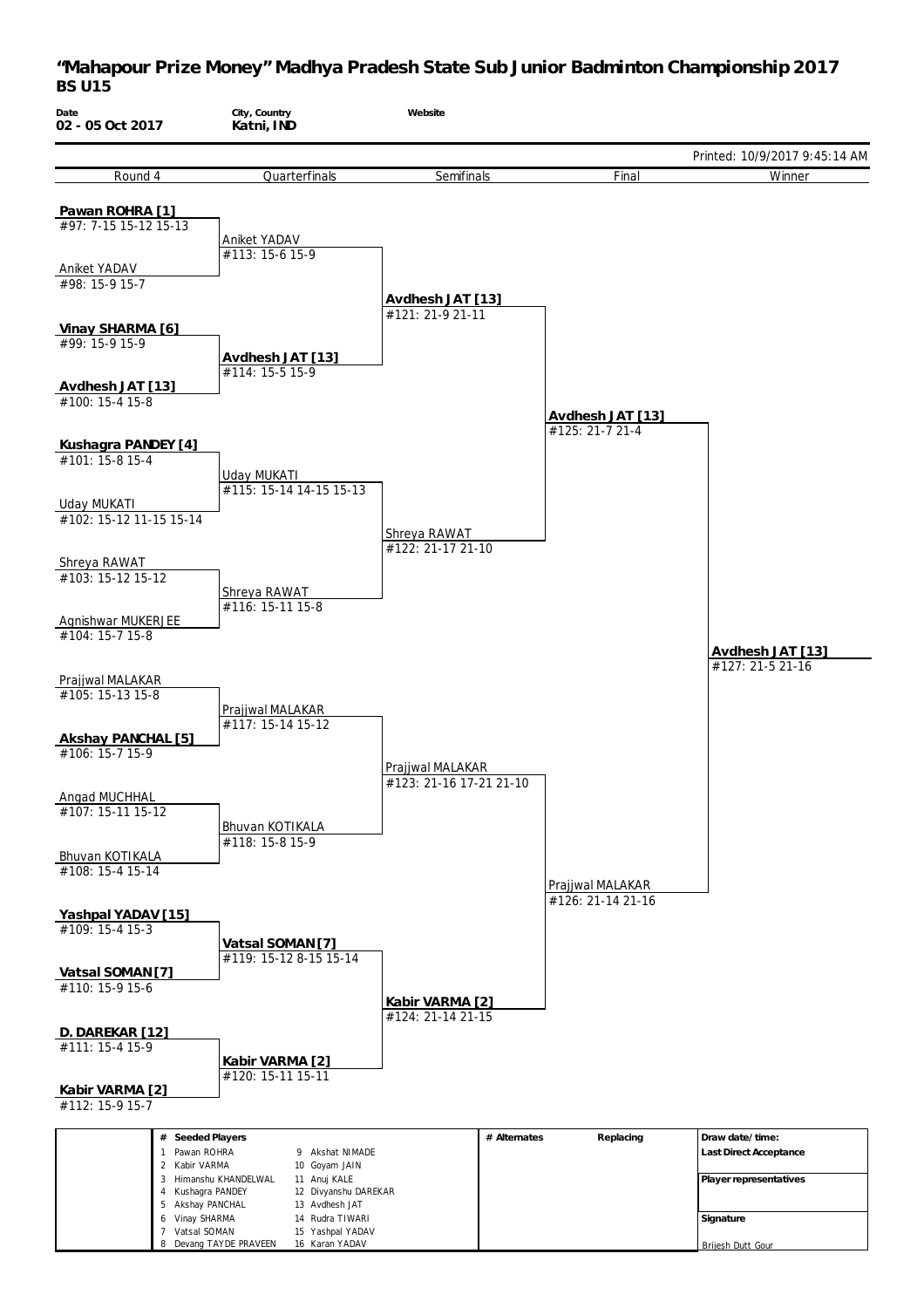# "Mahapour Prize Money" Madhya Pradesh State Sub Junior Badminton Championship 2017

## BS U15

| Date | City, Country | Website |
|---|---|---|
| 02 - 05 Oct 2017 | Katni, IND | |

Printed: 10/9/2017 9:45:14 AM

| Round 4 | Quarterfinals | Semifinals | Final | Winner |
|---|---|---|---|---|
| **Pawan ROHRA [1]** #97: 7-15 15-12 15-13 | | | | |
| Aniket YADAV #98: 15-9 15-7 | Aniket YADAV #113: 15-6 15-9 | | | |
| **Vinay SHARMA [6]** #99: 15-9 15-9 | | **Avdhesh JAT [13]** #121: 21-9 21-11 | | |
| **Avdhesh JAT [13]** #100: 15-4 15-8 | **Avdhesh JAT [13]** #114: 15-5 15-9 | | **Avdhesh JAT [13]** #125: 21-7 21-4 | |
| **Kushagra PANDEY [4]** #101: 15-8 15-4 | | | | |
| Uday MUKATI #102: 15-12 11-15 15-14 | Uday MUKATI #115: 15-14 14-15 15-13 | | | |
| Shreya RAWAT #103: 15-12 15-12 | | Shreya RAWAT #122: 21-17 21-10 | | |
| Agnishwar MUKERJEE #104: 15-7 15-8 | Shreya RAWAT #116: 15-11 15-8 | | | **Avdhesh JAT [13]** #127: 21-5 21-16 |
| Prajjwal MALAKAR #105: 15-13 15-8 | | | | |
| **Akshay PANCHAL [5]** #106: 15-7 15-9 | Prajjwal MALAKAR #117: 15-14 15-12 | | | |
| Angad MUCHHAL #107: 15-11 15-12 | | Prajjwal MALAKAR #123: 21-16 17-21 21-10 | | |
| Bhuvan KOTIKALA #108: 15-4 15-14 | Bhuvan KOTIKALA #118: 15-8 15-9 | | Prajjwal MALAKAR #126: 21-14 21-16 | |
| **Yashpal YADAV [15]** #109: 15-4 15-3 | | | | |
| **Vatsal SOMAN [7]** #110: 15-9 15-6 | **Vatsal SOMAN [7]** #119: 15-12 8-15 15-14 | | | |
| **D. DAREKAR [12]** #111: 15-4 15-9 | | **Kabir VARMA [2]** #124: 21-14 21-15 | | |
| **Kabir VARMA [2]** #112: 15-9 15-7 | **Kabir VARMA [2]** #120: 15-11 15-11 | | | |

| # | Seeded Players | # | Seeded Players |
|---|---|---|---|
| 1 | Pawan ROHRA | 9 | Akshat NIMADE |
| 2 | Kabir VARMA | 10 | Goyam JAIN |
| 3 | Himanshu KHANDELWAL | 11 | Anuj KALE |
| 4 | Kushagra PANDEY | 12 | Divyanshu DAREKAR |
| 5 | Akshay PANCHAL | 13 | Avdhesh JAT |
| 6 | Vinay SHARMA | 14 | Rudra TIWARI |
| 7 | Vatsal SOMAN | 15 | Yashpal YADAV |
| 8 | Devang TAYDE PRAVEEN | 16 | Karan YADAV |

# Alternates | Replacing

Draw date/time:

Last Direct Acceptance

Player representatives

Signature

Brijesh Dutt Gour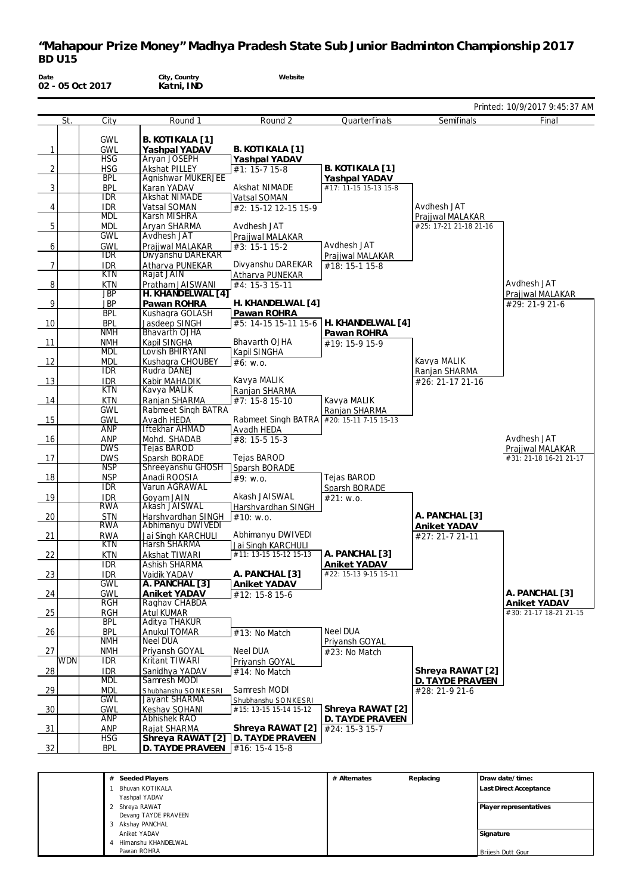# "Mahapour Prize Money" Madhya Pradesh State Sub Junior Badminton Championship 2017
## BD U15

**Date** 02 - 05 Oct 2017 | **City, Country** Katni, IND | **Website**

Printed: 10/9/2017 9:45:37 AM

| | St. | City | Round 1 | Round 2 | Quarterfinals | Semifinals | Final |
|---|---|---|---|---|---|---|---|
| 1 | | GWL / GWL | **B. KOTIKALA [1]** / **Yashpal YADAV** | **B. KOTIKALA [1]** / **Yashpal YADAV** | | | |
| 2 | | HSG / HSG | Aryan JOSEPH / Akshat PILLEY | #1: 15-7 15-8 | **B. KOTIKALA [1]** / **Yashpal YADAV** | | |
| 3 | | BPL / BPL | Agnishwar MUKERJEE / Karan YADAV | Akshat NIMADE / Vatsal SOMAN | #17: 11-15 15-13 15-8 | | |
| 4 | | IDR / IDR | Akshat NIMADE / Vatsal SOMAN | #2: 15-12 12-15 15-9 | | Avdhesh JAT / Prajjwal MALAKAR | |
| 5 | | MDL / MDL | Karsh MISHRA / Aryan SHARMA | Avdhesh JAT / Prajjwal MALAKAR | | #25: 17-21 21-18 21-16 | |
| 6 | | GWL / GWL | Avdhesh JAT / Prajjwal MALAKAR | #3: 15-1 15-2 | Avdhesh JAT / Prajjwal MALAKAR | | |
| 7 | | IDR / IDR | Divyanshu DAREKAR / Atharva PUNEKAR | Divyanshu DAREKAR / Atharva PUNEKAR | #18: 15-1 15-8 | | |
| 8 | | KTN / KTN | Rajat JAIN / Pratham JAISWANI | #4: 15-3 15-11 | | | Avdhesh JAT / Prajjwal MALAKAR |
| 9 | | JBP / JBP | **H. KHANDELWAL [4]** / **Pawan ROHRA** | **H. KHANDELWAL [4]** / **Pawan ROHRA** | | | #29: 21-9 21-6 |
| 10 | | BPL / BPL | Kushagra GOLASH / Jasdeep SINGH | #5: 14-15 15-11 15-6 | **H. KHANDELWAL [4]** / **Pawan ROHRA** | | |
| 11 | | NMH / NMH | Bhavarth OJHA / Kapil SINGHA | Bhavarth OJHA / Kapil SINGHA | #19: 15-9 15-9 | | |
| 12 | | MDL / MDL | Lovish BHIRYANI / Kushagra CHOUBEY | #6: w.o. | | Kavya MALIK / Ranjan SHARMA | |
| 13 | | IDR / IDR | Rudra DANEJ / Kabir MAHADIK | Kavya MALIK / Ranjan SHARMA | | #26: 21-17 21-16 | |
| 14 | | KTN / KTN | Kavya MALIK / Ranjan SHARMA | #7: 15-8 15-10 | Kavya MALIK / Ranjan SHARMA | | |
| 15 | | GWL / GWL | Rabmeet Singh BATRA / Avadh HEDA | Rabmeet Singh BATRA / Avadh HEDA | #20: 15-11 7-15 15-13 | | |
| 16 | | ANP / ANP | Iftekhar AHMAD / Mohd. SHADAB | #8: 15-5 15-3 | | | Avdhesh JAT / Prajjwal MALAKAR |
| 17 | | DWS / DWS | Tejas BAROD / Sparsh BORADE | Tejas BAROD / Sparsh BORADE | | | #31: 21-18 16-21 21-17 |
| 18 | | NSP / NSP | Shreeyanshu GHOSH / Anadi ROOSIA | #9: w.o. | Tejas BAROD / Sparsh BORADE | | |
| 19 | | IDR / IDR | Varun AGRAWAL / Goyam JAIN | Akash JAISWAL / Harshvardhan SINGH | #21: w.o. | | |
| 20 | | RWA / STN | Akash JAISWAL / Harshvardhan SINGH | #10: w.o. | | **A. PANCHAL [3]** / **Aniket YADAV** | |
| 21 | | RWA / RWA | Abhimanyu DWIVEDI / Jai Singh KARCHULI | Abhimanyu DWIVEDI / Jai Singh KARCHULI | | #27: 21-7 21-11 | |
| 22 | | KTN / KTN | Harsh SHARMA / Akshat TIWARI | #11: 13-15 15-12 15-13 | **A. PANCHAL [3]** / **Aniket YADAV** | | |
| 23 | | IDR / IDR | Ashish SHARMA / Vaidik YADAV | **A. PANCHAL [3]** / **Aniket YADAV** | #22: 15-13 9-15 15-11 | | |
| 24 | | GWL / GWL | **A. PANCHAL [3]** / **Aniket YADAV** | #12: 15-8 15-6 | | | **A. PANCHAL [3]** / **Aniket YADAV** |
| 25 | | RGH / RGH | Raghav CHABDA / Atul KUMAR | | | | #30: 21-17 18-21 21-15 |
| 26 | | BPL / BPL | Aditya THAKUR / Anukul TOMAR | #13: No Match | Neel DUA / Priyansh GOYAL | | |
| 27 | | NMH / NMH | Neel DUA / Priyansh GOYAL | Neel DUA / Priyansh GOYAL | #23: No Match | | |
| 28 | WDN | IDR / IDR | Kritant TIWARI / Sanidhya YADAV | #14: No Match | | **Shreya RAWAT [2]** / **D. TAYDE PRAVEEN** | |
| 29 | | MDL / MDL | Samresh MODI / Shubhanshu SONKESRI | Samresh MODI / Shubhanshu SONKESRI | | #28: 21-9 21-6 | |
| 30 | | GWL / GWL | Jayant SHARMA / Keshav SOHANI | #15: 13-15 15-14 15-12 | **Shreya RAWAT [2]** / **D. TAYDE PRAVEEN** | | |
| 31 | | ANP / ANP | Abhishek RAO / Rajat SHARMA | **Shreya RAWAT [2]** / **D. TAYDE PRAVEEN** | #24: 15-3 15-7 | | |
| 32 | | HSG / BPL | **Shreya RAWAT [2]** / **D. TAYDE PRAVEEN** | #16: 15-4 15-8 | | | |

| # | Seeded Players | # Alternates | Replacing | Draw date/time: |
|---|---|---|---|---|
| 1 | Bhuvan KOTIKALA / Yashpal YADAV | | | Last Direct Acceptance |
| 2 | Shreya RAWAT / Devang TAYDE PRAVEEN | | | Player representatives |
| 3 | Akshay PANCHAL / Aniket YADAV | | | Signature |
| 4 | Himanshu KHANDELWAL / Pawan ROHRA | | | Brijesh Dutt Gour |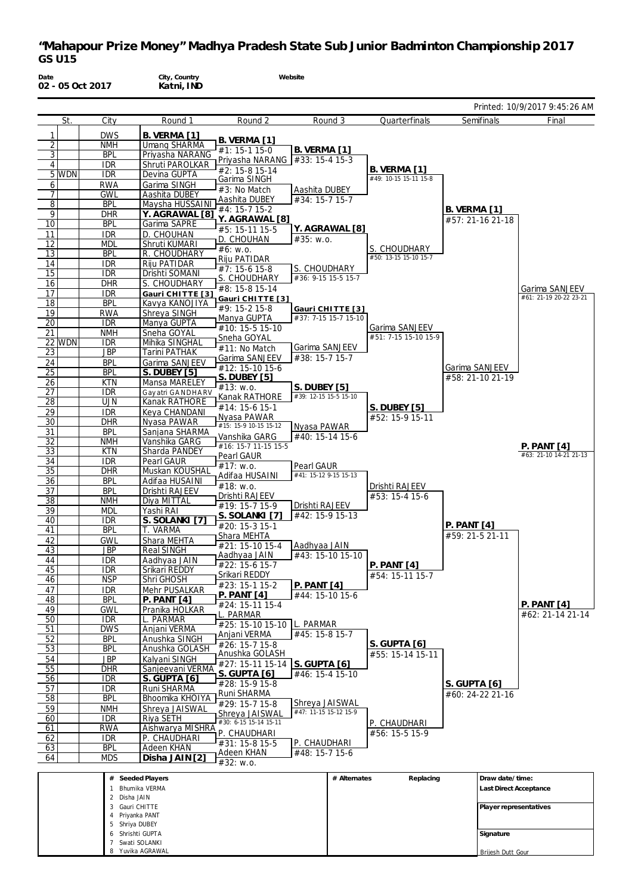# "Mahapour Prize Money" Madhya Pradesh State Sub Junior Badminton Championship 2017
## GS U15

**Date:** 02 - 05 Oct 2017
**City, Country:** Katni, IND
**Website**

Printed: 10/9/2017 9:45:26 AM

| | St. | City | Round 1 | Round 2 | Round 3 | Quarterfinals | Semifinals | Final |
|---|---|---|---|---|---|---|---|---|
| 1 | | DWS | **B. VERMA [1]** | **B. VERMA [1]** | | | | |
| 2 | | NMH | Umang SHARMA | #1: 15-1 15-0 | **B. VERMA [1]** | | | |
| 3 | | BPL | Priyasha NARANG | Priyasha NARANG | #33: 15-4 15-3 | | | |
| 4 | | IDR | Shruti PAROLKAR | #2: 15-8 15-14 | | **B. VERMA [1]** | | |
| 5 | WDN | IDR | Devina GUPTA | Garima SINGH | | #49: 10-15 15-11 15-8 | | |
| 6 | | RWA | Garima SINGH | #3: No Match | Aashita DUBEY | | | |
| 7 | | GWL | Aashita DUBEY | Aashita DUBEY | #34: 15-7 15-7 | | | |
| 8 | | BPL | Maysha HUSSAINI | #4: 15-7 15-2 | | | **B. VERMA [1]** | |
| 9 | | DHR | **Y. AGRAWAL [8]** | **Y. AGRAWAL [8]** | | | #57: 21-16 21-18 | |
| 10 | | BPL | Garima SAPRE | #5: 15-11 15-5 | **Y. AGRAWAL [8]** | | | |
| 11 | | IDR | D. CHOUHAN | D. CHOUHAN | #35: w.o. | | | |
| 12 | | MDL | Shruti KUMARI | #6: w.o. | | S. CHOUDHARY | | |
| 13 | | BPL | R. CHOUDHARY | Riju PATIDAR | | #50: 13-15 15-10 15-7 | | |
| 14 | | IDR | Riju PATIDAR | #7: 15-6 15-8 | S. CHOUDHARY | | | |
| 15 | | IDR | Drishti SOMANI | S. CHOUDHARY | #36: 9-15 15-5 15-7 | | | |
| 16 | | DHR | S. CHOUDHARY | #8: 15-8 15-14 | | | | Garima SANJEEV |
| 17 | | IDR | **Gauri CHITTE [3]** | **Gauri CHITTE [3]** | | | | #61: 21-19 20-22 23-21 |
| 18 | | BPL | Kavya KANOJIYA | #9: 15-2 15-8 | **Gauri CHITTE [3]** | | | |
| 19 | | RWA | Shreya SINGH | Manya GUPTA | #37: 7-15 15-7 15-10 | | | |
| 20 | | IDR | Manya GUPTA | #10: 15-5 15-10 | | Garima SANJEEV | | |
| 21 | | NMH | Sneha GOYAL | Sneha GOYAL | | #51: 7-15 15-10 15-9 | | |
| 22 | WDN | IDR | Mihika SINGHAL | #11: No Match | Garima SANJEEV | | | |
| 23 | | JBP | Tarini PATHAK | Garima SANJEEV | #38: 15-7 15-7 | | | |
| 24 | | BPL | Garima SANJEEV | #12: 15-10 15-6 | | | Garima SANJEEV | |
| 25 | | BPL | **S. DUBEY [5]** | **S. DUBEY [5]** | | | #58: 21-10 21-19 | |
| 26 | | KTN | Mansa MARELEY | #13: w.o. | **S. DUBEY [5]** | | | |
| 27 | | IDR | Gayatri GANDHARV | Kanak RATHORE | #39: 12-15 15-5 15-10 | | | |
| 28 | | UJN | Kanak RATHORE | #14: 15-6 15-1 | | **S. DUBEY [5]** | | |
| 29 | | IDR | Keya CHANDANI | Nyasa PAWAR | | #52: 15-9 15-11 | | |
| 30 | | DHR | Nyasa PAWAR | #15: 15-9 10-15 15-12 | Nyasa PAWAR | | | |
| 31 | | BPL | Sanjana SHARMA | Vanshika GARG | #40: 15-14 15-6 | | | |
| 32 | | NMH | Vanshika GARG | #16: 15-7 11-15 15-5 | | | | **P. PANT [4]** |
| 33 | | KTN | Sharda PANDEY | Pearl GAUR | | | | #63: 21-10 14-21 21-13 |
| 34 | | IDR | Pearl GAUR | #17: w.o. | Pearl GAUR | | | |
| 35 | | DHR | Muskan KOUSHAL | Adifaa HUSAINI | #41: 15-12 9-15 15-13 | | | |
| 36 | | BPL | Adifaa HUSAINI | #18: w.o. | | Drishti RAJEEV | | |
| 37 | | BPL | Drishti RAJEEV | Drishti RAJEEV | | #53: 15-4 15-6 | | |
| 38 | | NMH | Diya MITTAL | #19: 15-7 15-9 | Drishti RAJEEV | | | |
| 39 | | MDL | Yashi RAI | **S. SOLANKI [7]** | #42: 15-9 15-13 | | | |
| 40 | | IDR | **S. SOLANKI [7]** | #20: 15-3 15-1 | | | **P. PANT [4]** | |
| 41 | | BPL | T. VARMA | Shara MEHTA | | | #59: 21-5 21-11 | |
| 42 | | GWL | Shara MEHTA | #21: 15-10 15-4 | Aadhyaa JAIN | | | |
| 43 | | JBP | Real SINGH | Aadhyaa JAIN | #43: 15-10 15-10 | | | |
| 44 | | IDR | Aadhyaa JAIN | #22: 15-6 15-7 | | **P. PANT [4]** | | |
| 45 | | IDR | Srikari REDDY | Srikari REDDY | | #54: 15-11 15-7 | | |
| 46 | | NSP | Shri GHOSH | #23: 15-1 15-2 | **P. PANT [4]** | | | |
| 47 | | IDR | Mehr PUSALKAR | **P. PANT [4]** | #44: 15-10 15-6 | | | |
| 48 | | BPL | **P. PANT [4]** | #24: 15-11 15-4 | | | | **P. PANT [4]** |
| 49 | | GWL | Pranika HOLKAR | L. PARMAR | | | | #62: 21-14 21-14 |
| 50 | | IDR | L. PARMAR | #25: 15-10 15-10 | L. PARMAR | | | |
| 51 | | DWS | Anjani VERMA | Anjani VERMA | #45: 15-8 15-7 | | | |
| 52 | | BPL | Anushka SINGH | #26: 15-7 15-8 | | **S. GUPTA [6]** | | |
| 53 | | BPL | Anushka GOLASH | Anushka GOLASH | | #55: 15-14 15-11 | | |
| 54 | | JBP | Kalyani SINGH | #27: 15-11 15-14 | **S. GUPTA [6]** | | | |
| 55 | | DHR | Sanjeevani VERMA | **S. GUPTA [6]** | #46: 15-4 15-10 | | | |
| 56 | | IDR | **S. GUPTA [6]** | #28: 15-9 15-8 | | | **S. GUPTA [6]** | |
| 57 | | IDR | Runi SHARMA | Runi SHARMA | | | #60: 24-22 21-16 | |
| 58 | | BPL | Bhoomika KHOIYA | #29: 15-7 15-8 | Shreya JAISWAL | | | |
| 59 | | NMH | Shreya JAISWAL | Shreya JAISWAL | #47: 11-15 15-12 15-9 | | | |
| 60 | | IDR | Riya SETH | #30: 6-15 15-14 15-11 | | P. CHAUDHARI | | |
| 61 | | RWA | Aishwarya MISHRA | P. CHAUDHARI | | #56: 15-5 15-9 | | |
| 62 | | IDR | P. CHAUDHARI | #31: 15-8 15-5 | P. CHAUDHARI | | | |
| 63 | | BPL | Adeen KHAN | Adeen KHAN | #48: 15-7 15-6 | | | |
| 64 | | MDS | **Disha JAIN [2]** | #32: w.o. | | | | |

| # | Seeded Players | # Alternates | Replacing | Draw date/time: |
|---|---|---|---|---|
| 1 | Bhumika VERMA | | | Last Direct Acceptance |
| 2 | Disha JAIN | | | |
| 3 | Gauri CHITTE | | | Player representatives |
| 4 | Priyanka PANT | | | |
| 5 | Shriya DUBEY | | | |
| 6 | Shrishti GUPTA | | | Signature |
| 7 | Swati SOLANKI | | | |
| 8 | Yuvika AGRAWAL | | | Brijesh Dutt Gour |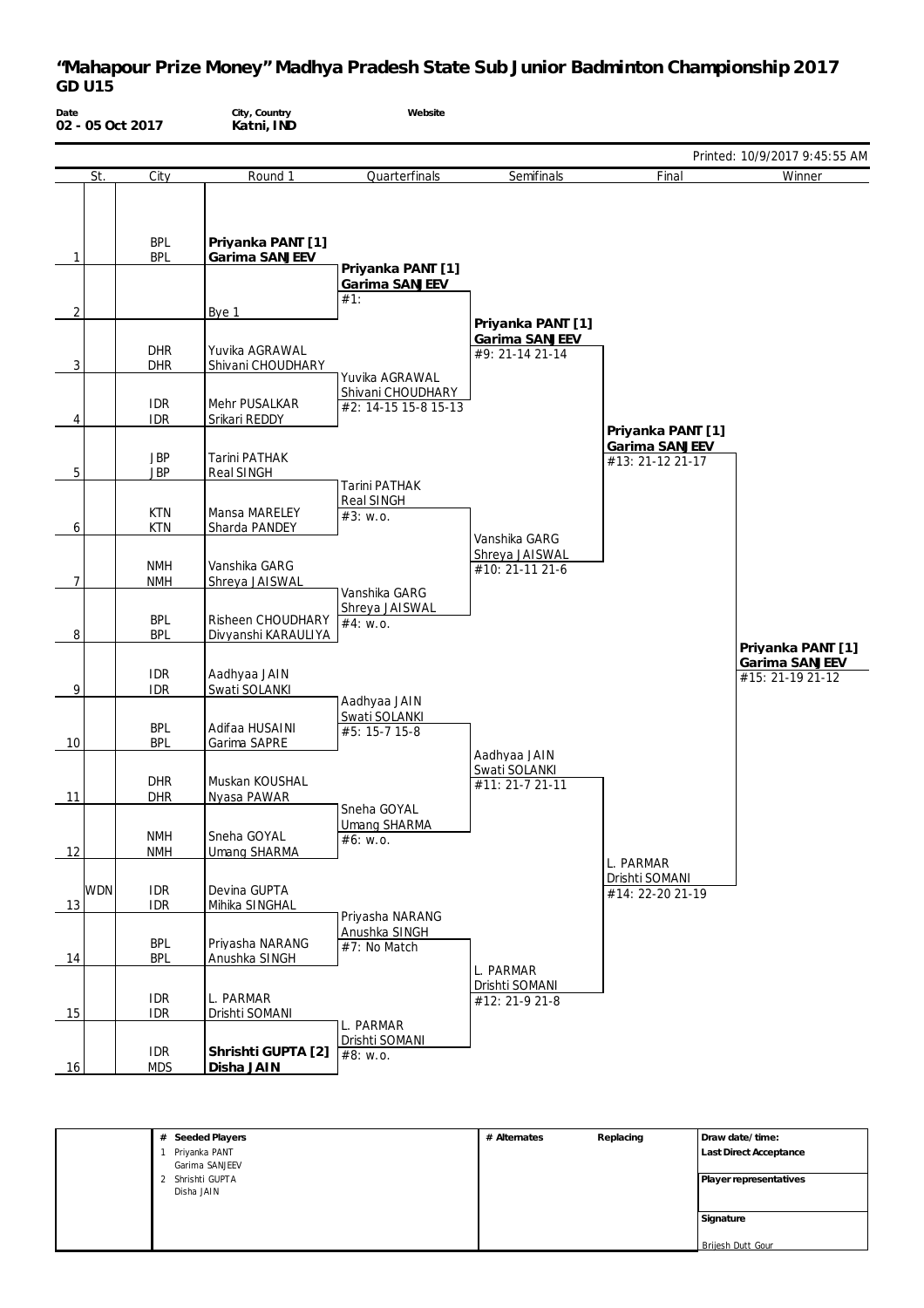# "Mahapour Prize Money" Madhya Pradesh State Sub Junior Badminton Championship 2017
## GD U15

Date: 02 - 05 Oct 2017
City, Country: Katni, IND
Website

Printed: 10/9/2017 9:45:55 AM

| | St. | City | Round 1 | Quarterfinals | Semifinals | Final | Winner |
|---|---|---|---|---|---|---|---|
| 1 | | BPL / BPL | **Priyanka PANT [1] / Garima SANJEEV** | **Priyanka PANT [1] / Garima SANJEEV** #1: | **Priyanka PANT [1] / Garima SANJEEV** #9: 21-14 21-14 | **Priyanka PANT [1] / Garima SANJEEV** #13: 21-12 21-17 | **Priyanka PANT [1] / Garima SANJEEV** #15: 21-19 21-12 |
| 2 | | | Bye 1 | | | | |
| 3 | | DHR / DHR | Yuvika AGRAWAL / Shivani CHOUDHARY | Yuvika AGRAWAL / Shivani CHOUDHARY #2: 14-15 15-8 15-13 | | | |
| 4 | | IDR / IDR | Mehr PUSALKAR / Srikari REDDY | | | | |
| 5 | | JBP / JBP | Tarini PATHAK / Real SINGH | Tarini PATHAK / Real SINGH #3: w.o. | Vanshika GARG / Shreya JAISWAL #10: 21-11 21-6 | | |
| 6 | | KTN / KTN | Mansa MARELEY / Sharda PANDEY | | | | |
| 7 | | NMH / NMH | Vanshika GARG / Shreya JAISWAL | Vanshika GARG / Shreya JAISWAL #4: w.o. | | | |
| 8 | | BPL / BPL | Risheen CHOUDHARY / Divyanshi KARAULIYA | | | | |
| 9 | | IDR / IDR | Aadhyaa JAIN / Swati SOLANKI | Aadhyaa JAIN / Swati SOLANKI #5: 15-7 15-8 | Aadhyaa JAIN / Swati SOLANKI #11: 21-7 21-11 | L. PARMAR / Drishti SOMANI #14: 22-20 21-19 | |
| 10 | | BPL / BPL | Adifaa HUSAINI / Garima SAPRE | | | | |
| 11 | | DHR / DHR | Muskan KOUSHAL / Nyasa PAWAR | Sneha GOYAL / Umang SHARMA #6: w.o. | | | |
| 12 | | NMH / NMH | Sneha GOYAL / Umang SHARMA | | | | |
| 13 | WDN | IDR / IDR | Devina GUPTA / Mihika SINGHAL | Priyasha NARANG / Anushka SINGH #7: No Match | L. PARMAR / Drishti SOMANI #12: 21-9 21-8 | | |
| 14 | | BPL / BPL | Priyasha NARANG / Anushka SINGH | | | | |
| 15 | | IDR / IDR | L. PARMAR / Drishti SOMANI | L. PARMAR / Drishti SOMANI #8: w.o. | | | |
| 16 | | IDR / MDS | **Shrishti GUPTA [2] / Disha JAIN** | | | | |

| # Seeded Players | # Alternates | Replacing | Draw date/time: |
|---|---|---|---|
| 1 Priyanka PANT / Garima SANJEEV | | | Last Direct Acceptance |
| 2 Shrishti GUPTA / Disha JAIN | | | Player representatives |
| | | | Signature |
| | | | Brijesh Dutt Gour |